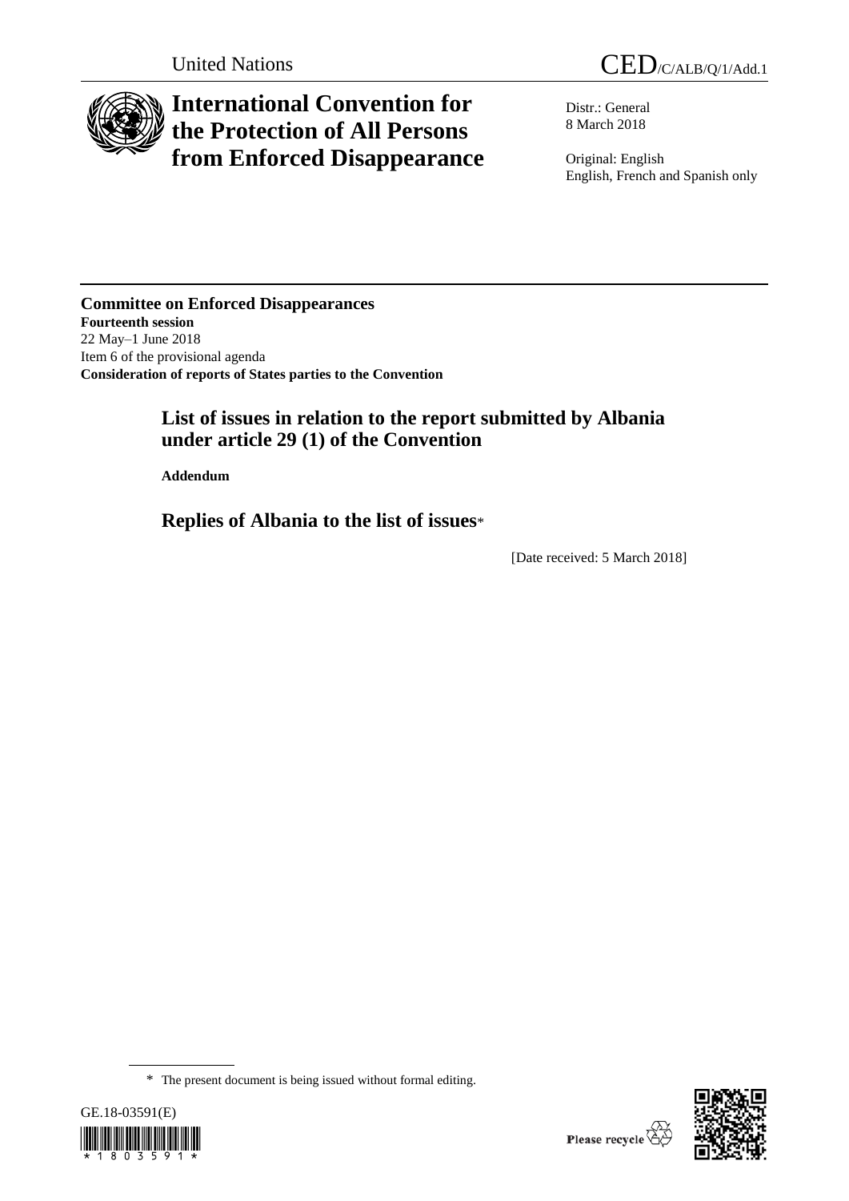United Nations CED/C/ALB/Q/1/Add.1

# International Convention for the Protection of All Persons from Enforced Disappearance

Distr.: General
8 March 2018

Original: English
English, French and Spanish only

**Committee on Enforced Disappearances**
**Fourteenth session**
22 May–1 June 2018
Item 6 of the provisional agenda
**Consideration of reports of States parties to the Convention**

## List of issues in relation to the report submitted by Albania under article 29 (1) of the Convention

**Addendum**

## Replies of Albania to the list of issues*

[Date received: 5 March 2018]

\* The present document is being issued without formal editing.

GE.18-03591(E)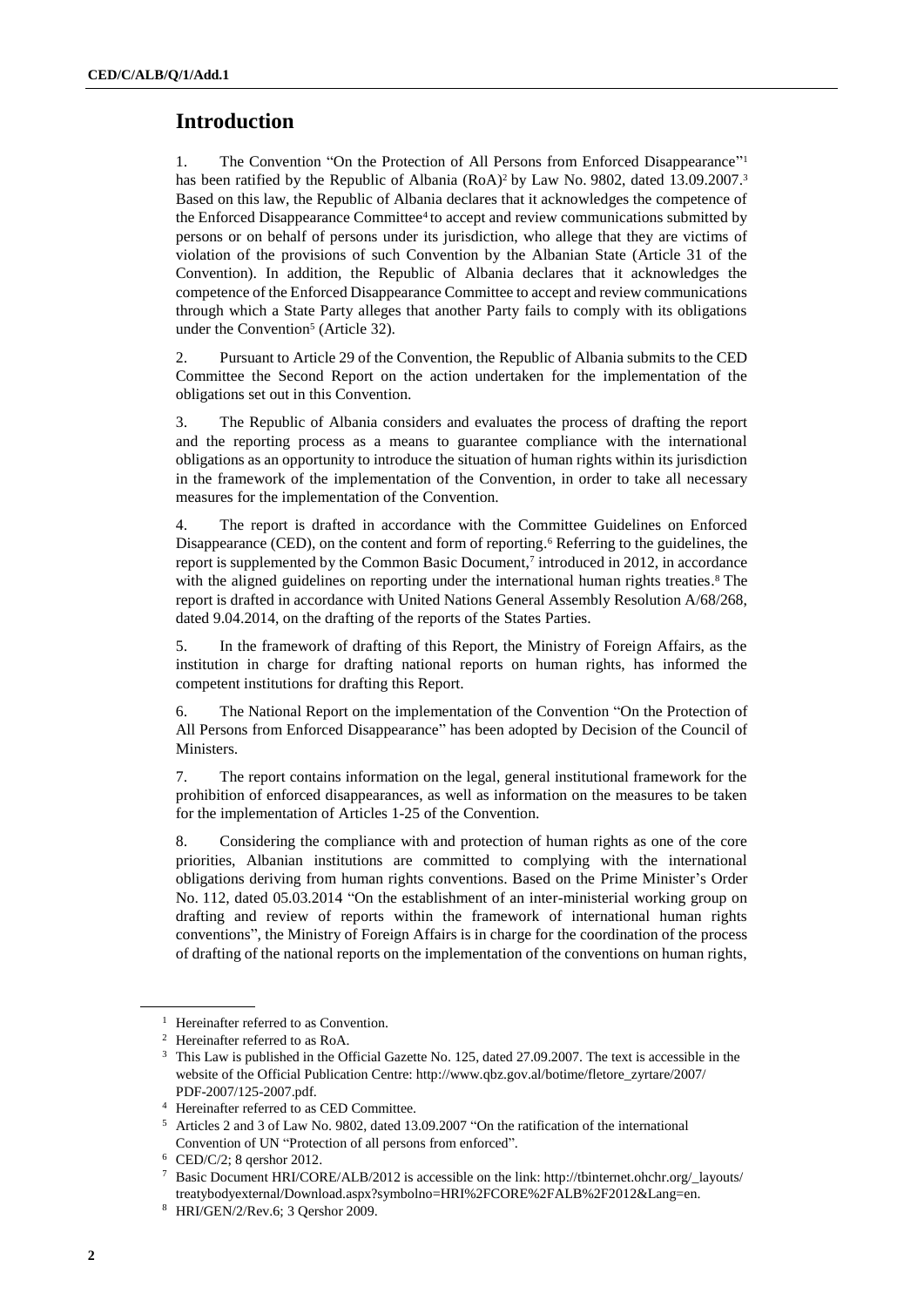# Introduction

1. The Convention "On the Protection of All Persons from Enforced Disappearance"[1] has been ratified by the Republic of Albania (RoA)[2] by Law No. 9802, dated 13.09.2007.[3] Based on this law, the Republic of Albania declares that it acknowledges the competence of the Enforced Disappearance Committee[4] to accept and review communications submitted by persons or on behalf of persons under its jurisdiction, who allege that they are victims of violation of the provisions of such Convention by the Albanian State (Article 31 of the Convention). In addition, the Republic of Albania declares that it acknowledges the competence of the Enforced Disappearance Committee to accept and review communications through which a State Party alleges that another Party fails to comply with its obligations under the Convention[5] (Article 32).

2. Pursuant to Article 29 of the Convention, the Republic of Albania submits to the CED Committee the Second Report on the action undertaken for the implementation of the obligations set out in this Convention.

3. The Republic of Albania considers and evaluates the process of drafting the report and the reporting process as a means to guarantee compliance with the international obligations as an opportunity to introduce the situation of human rights within its jurisdiction in the framework of the implementation of the Convention, in order to take all necessary measures for the implementation of the Convention.

4. The report is drafted in accordance with the Committee Guidelines on Enforced Disappearance (CED), on the content and form of reporting.[6] Referring to the guidelines, the report is supplemented by the Common Basic Document,[7] introduced in 2012, in accordance with the aligned guidelines on reporting under the international human rights treaties.[8] The report is drafted in accordance with United Nations General Assembly Resolution A/68/268, dated 9.04.2014, on the drafting of the reports of the States Parties.

5. In the framework of drafting of this Report, the Ministry of Foreign Affairs, as the institution in charge for drafting national reports on human rights, has informed the competent institutions for drafting this Report.

6. The National Report on the implementation of the Convention "On the Protection of All Persons from Enforced Disappearance" has been adopted by Decision of the Council of Ministers.

7. The report contains information on the legal, general institutional framework for the prohibition of enforced disappearances, as well as information on the measures to be taken for the implementation of Articles 1-25 of the Convention.

8. Considering the compliance with and protection of human rights as one of the core priorities, Albanian institutions are committed to complying with the international obligations deriving from human rights conventions. Based on the Prime Minister's Order No. 112, dated 05.03.2014 "On the establishment of an inter-ministerial working group on drafting and review of reports within the framework of international human rights conventions", the Ministry of Foreign Affairs is in charge for the coordination of the process of drafting of the national reports on the implementation of the conventions on human rights,

---

[1] Hereinafter referred to as Convention.

[2] Hereinafter referred to as RoA.

[3] This Law is published in the Official Gazette No. 125, dated 27.09.2007. The text is accessible in the website of the Official Publication Centre: http://www.qbz.gov.al/botime/fletore_zyrtare/2007/PDF-2007/125-2007.pdf.

[4] Hereinafter referred to as CED Committee.

[5] Articles 2 and 3 of Law No. 9802, dated 13.09.2007 "On the ratification of the international Convention of UN "Protection of all persons from enforced".

[6] CED/C/2; 8 qershor 2012.

[7] Basic Document HRI/CORE/ALB/2012 is accessible on the link: http://tbinternet.ohchr.org/_layouts/treatybodyexternal/Download.aspx?symbolno=HRI%2FCORE%2FALB%2F2012&Lang=en.

[8] HRI/GEN/2/Rev.6; 3 Qershor 2009.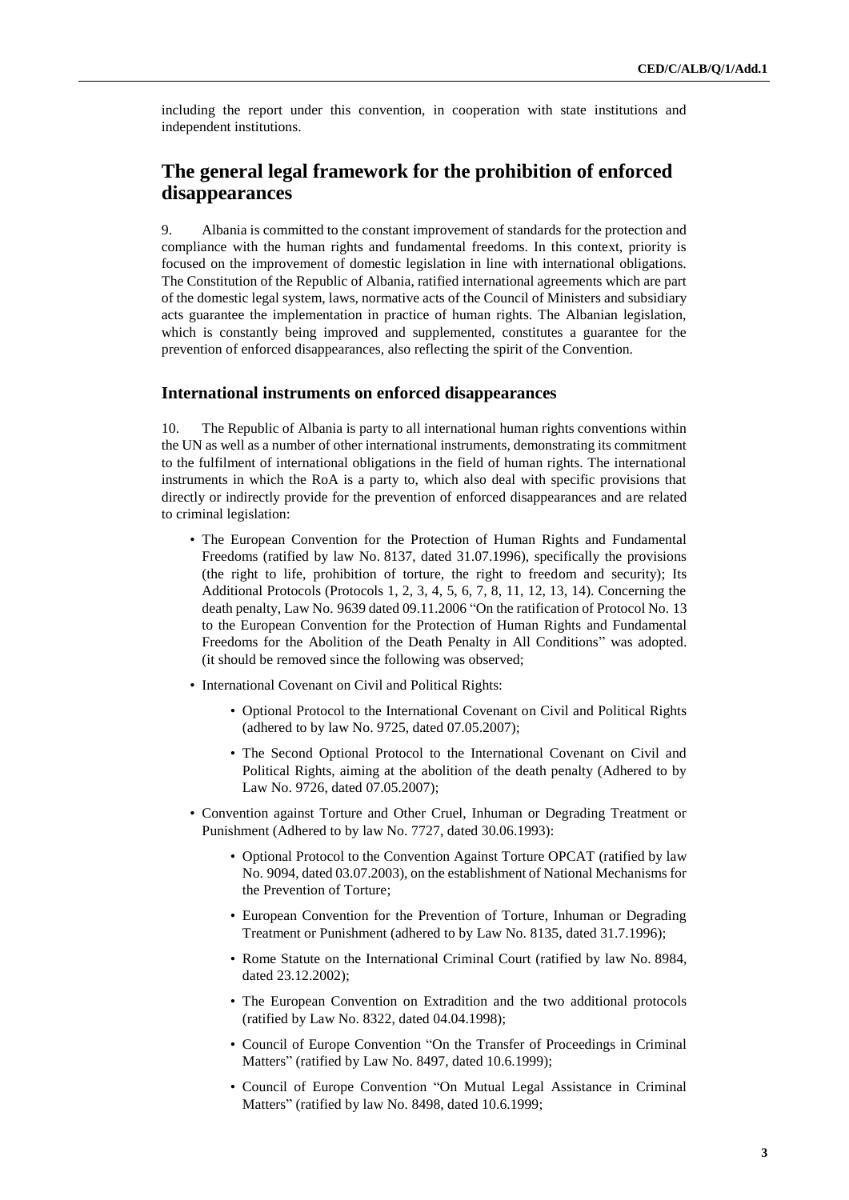including the report under this convention, in cooperation with state institutions and independent institutions.

## The general legal framework for the prohibition of enforced disappearances

9. Albania is committed to the constant improvement of standards for the protection and compliance with the human rights and fundamental freedoms. In this context, priority is focused on the improvement of domestic legislation in line with international obligations. The Constitution of the Republic of Albania, ratified international agreements which are part of the domestic legal system, laws, normative acts of the Council of Ministers and subsidiary acts guarantee the implementation in practice of human rights. The Albanian legislation, which is constantly being improved and supplemented, constitutes a guarantee for the prevention of enforced disappearances, also reflecting the spirit of the Convention.

### International instruments on enforced disappearances

10. The Republic of Albania is party to all international human rights conventions within the UN as well as a number of other international instruments, demonstrating its commitment to the fulfilment of international obligations in the field of human rights. The international instruments in which the RoA is a party to, which also deal with specific provisions that directly or indirectly provide for the prevention of enforced disappearances and are related to criminal legislation:

- The European Convention for the Protection of Human Rights and Fundamental Freedoms (ratified by law No. 8137, dated 31.07.1996), specifically the provisions (the right to life, prohibition of torture, the right to freedom and security); Its Additional Protocols (Protocols 1, 2, 3, 4, 5, 6, 7, 8, 11, 12, 13, 14). Concerning the death penalty, Law No. 9639 dated 09.11.2006 "On the ratification of Protocol No. 13 to the European Convention for the Protection of Human Rights and Fundamental Freedoms for the Abolition of the Death Penalty in All Conditions" was adopted. (it should be removed since the following was observed;
- International Covenant on Civil and Political Rights:
    - Optional Protocol to the International Covenant on Civil and Political Rights (adhered to by law No. 9725, dated 07.05.2007);
    - The Second Optional Protocol to the International Covenant on Civil and Political Rights, aiming at the abolition of the death penalty (Adhered to by Law No. 9726, dated 07.05.2007);
- Convention against Torture and Other Cruel, Inhuman or Degrading Treatment or Punishment (Adhered to by law No. 7727, dated 30.06.1993):
    - Optional Protocol to the Convention Against Torture OPCAT (ratified by law No. 9094, dated 03.07.2003), on the establishment of National Mechanisms for the Prevention of Torture;
    - European Convention for the Prevention of Torture, Inhuman or Degrading Treatment or Punishment (adhered to by Law No. 8135, dated 31.7.1996);
    - Rome Statute on the International Criminal Court (ratified by law No. 8984, dated 23.12.2002);
    - The European Convention on Extradition and the two additional protocols (ratified by Law No. 8322, dated 04.04.1998);
    - Council of Europe Convention "On the Transfer of Proceedings in Criminal Matters" (ratified by Law No. 8497, dated 10.6.1999);
    - Council of Europe Convention "On Mutual Legal Assistance in Criminal Matters" (ratified by law No. 8498, dated 10.6.1999;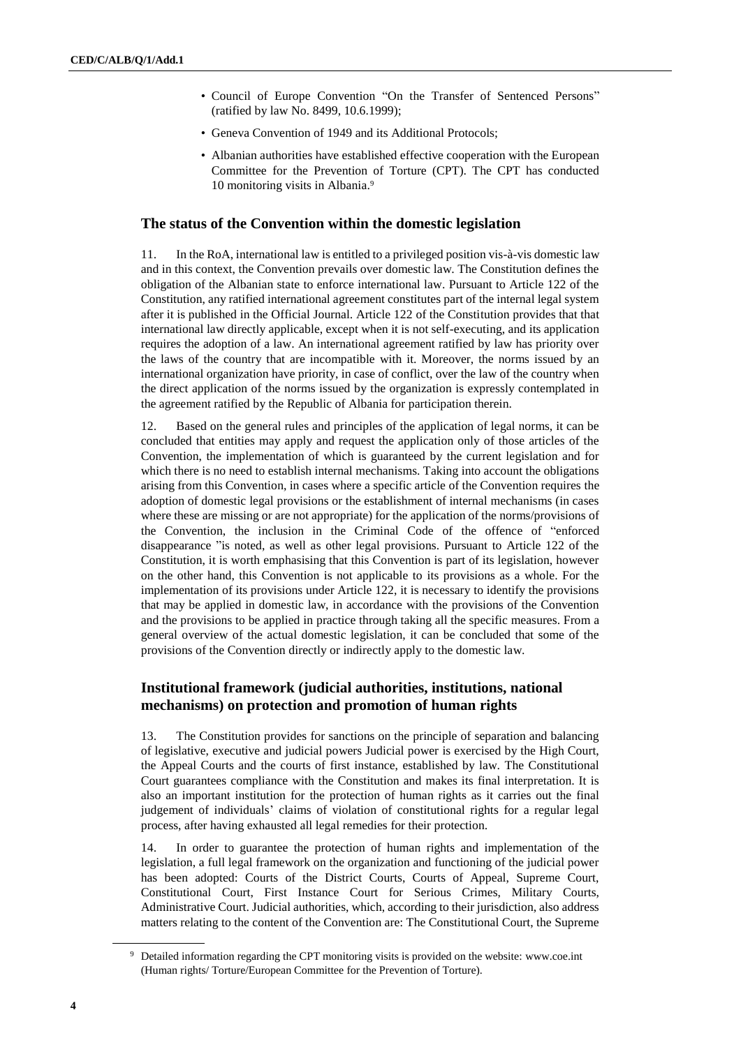- Council of Europe Convention "On the Transfer of Sentenced Persons" (ratified by law No. 8499, 10.6.1999);
- Geneva Convention of 1949 and its Additional Protocols;
- Albanian authorities have established effective cooperation with the European Committee for the Prevention of Torture (CPT). The CPT has conducted 10 monitoring visits in Albania.[9]

## The status of the Convention within the domestic legislation

11. In the RoA, international law is entitled to a privileged position vis-à-vis domestic law and in this context, the Convention prevails over domestic law. The Constitution defines the obligation of the Albanian state to enforce international law. Pursuant to Article 122 of the Constitution, any ratified international agreement constitutes part of the internal legal system after it is published in the Official Journal. Article 122 of the Constitution provides that that international law directly applicable, except when it is not self-executing, and its application requires the adoption of a law. An international agreement ratified by law has priority over the laws of the country that are incompatible with it. Moreover, the norms issued by an international organization have priority, in case of conflict, over the law of the country when the direct application of the norms issued by the organization is expressly contemplated in the agreement ratified by the Republic of Albania for participation therein.

12. Based on the general rules and principles of the application of legal norms, it can be concluded that entities may apply and request the application only of those articles of the Convention, the implementation of which is guaranteed by the current legislation and for which there is no need to establish internal mechanisms. Taking into account the obligations arising from this Convention, in cases where a specific article of the Convention requires the adoption of domestic legal provisions or the establishment of internal mechanisms (in cases where these are missing or are not appropriate) for the application of the norms/provisions of the Convention, the inclusion in the Criminal Code of the offence of "enforced disappearance "is noted, as well as other legal provisions. Pursuant to Article 122 of the Constitution, it is worth emphasising that this Convention is part of its legislation, however on the other hand, this Convention is not applicable to its provisions as a whole. For the implementation of its provisions under Article 122, it is necessary to identify the provisions that may be applied in domestic law, in accordance with the provisions of the Convention and the provisions to be applied in practice through taking all the specific measures. From a general overview of the actual domestic legislation, it can be concluded that some of the provisions of the Convention directly or indirectly apply to the domestic law.

## Institutional framework (judicial authorities, institutions, national mechanisms) on protection and promotion of human rights

13. The Constitution provides for sanctions on the principle of separation and balancing of legislative, executive and judicial powers Judicial power is exercised by the High Court, the Appeal Courts and the courts of first instance, established by law. The Constitutional Court guarantees compliance with the Constitution and makes its final interpretation. It is also an important institution for the protection of human rights as it carries out the final judgement of individuals' claims of violation of constitutional rights for a regular legal process, after having exhausted all legal remedies for their protection.

14. In order to guarantee the protection of human rights and implementation of the legislation, a full legal framework on the organization and functioning of the judicial power has been adopted: Courts of the District Courts, Courts of Appeal, Supreme Court, Constitutional Court, First Instance Court for Serious Crimes, Military Courts, Administrative Court. Judicial authorities, which, according to their jurisdiction, also address matters relating to the content of the Convention are: The Constitutional Court, the Supreme

[9] Detailed information regarding the CPT monitoring visits is provided on the website: www.coe.int (Human rights/ Torture/European Committee for the Prevention of Torture).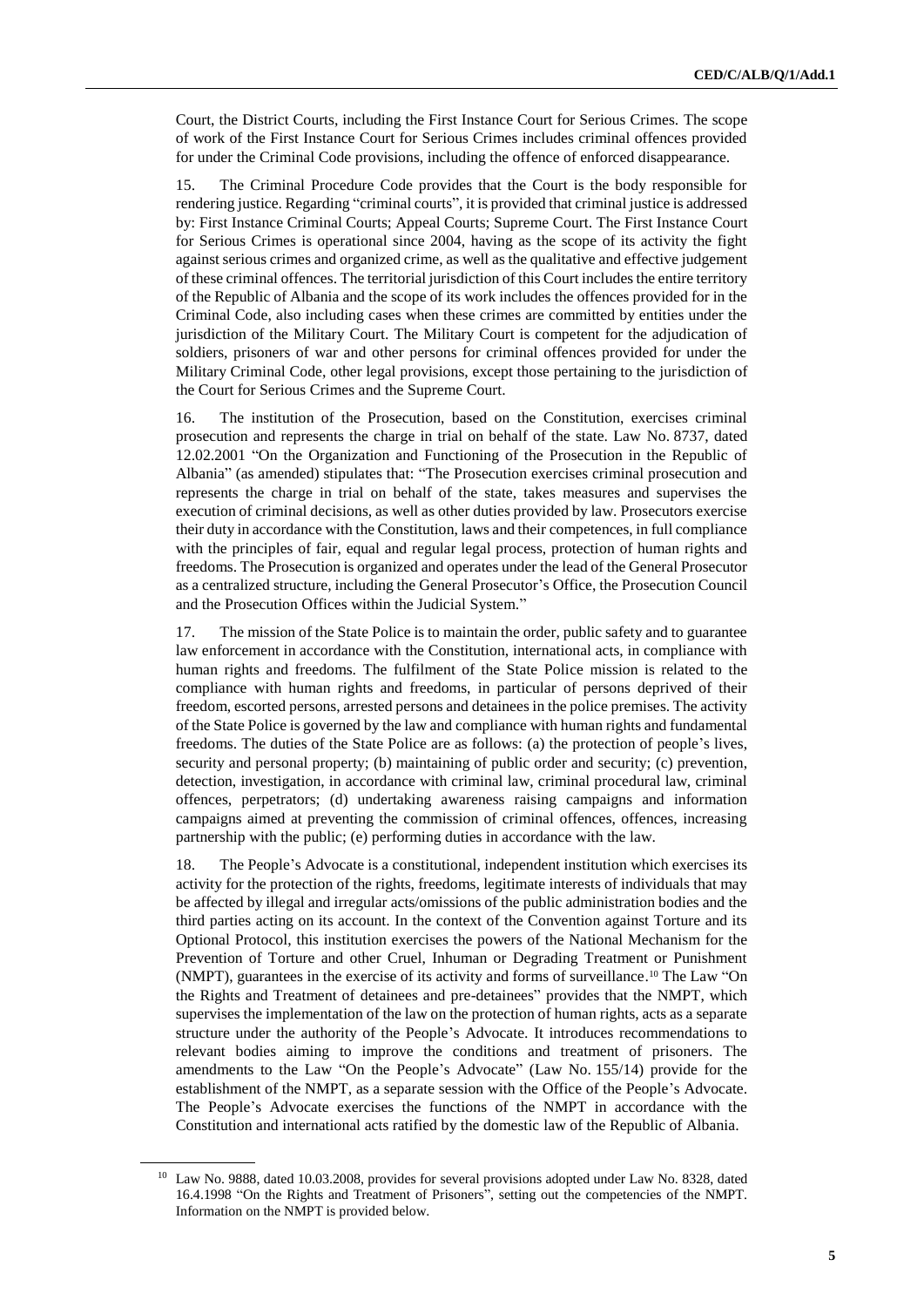Court, the District Courts, including the First Instance Court for Serious Crimes. The scope of work of the First Instance Court for Serious Crimes includes criminal offences provided for under the Criminal Code provisions, including the offence of enforced disappearance.

15. The Criminal Procedure Code provides that the Court is the body responsible for rendering justice. Regarding "criminal courts", it is provided that criminal justice is addressed by: First Instance Criminal Courts; Appeal Courts; Supreme Court. The First Instance Court for Serious Crimes is operational since 2004, having as the scope of its activity the fight against serious crimes and organized crime, as well as the qualitative and effective judgement of these criminal offences. The territorial jurisdiction of this Court includes the entire territory of the Republic of Albania and the scope of its work includes the offences provided for in the Criminal Code, also including cases when these crimes are committed by entities under the jurisdiction of the Military Court. The Military Court is competent for the adjudication of soldiers, prisoners of war and other persons for criminal offences provided for under the Military Criminal Code, other legal provisions, except those pertaining to the jurisdiction of the Court for Serious Crimes and the Supreme Court.

16. The institution of the Prosecution, based on the Constitution, exercises criminal prosecution and represents the charge in trial on behalf of the state. Law No. 8737, dated 12.02.2001 "On the Organization and Functioning of the Prosecution in the Republic of Albania" (as amended) stipulates that: "The Prosecution exercises criminal prosecution and represents the charge in trial on behalf of the state, takes measures and supervises the execution of criminal decisions, as well as other duties provided by law. Prosecutors exercise their duty in accordance with the Constitution, laws and their competences, in full compliance with the principles of fair, equal and regular legal process, protection of human rights and freedoms. The Prosecution is organized and operates under the lead of the General Prosecutor as a centralized structure, including the General Prosecutor's Office, the Prosecution Council and the Prosecution Offices within the Judicial System."

17. The mission of the State Police is to maintain the order, public safety and to guarantee law enforcement in accordance with the Constitution, international acts, in compliance with human rights and freedoms. The fulfilment of the State Police mission is related to the compliance with human rights and freedoms, in particular of persons deprived of their freedom, escorted persons, arrested persons and detainees in the police premises. The activity of the State Police is governed by the law and compliance with human rights and fundamental freedoms. The duties of the State Police are as follows: (a) the protection of people's lives, security and personal property; (b) maintaining of public order and security; (c) prevention, detection, investigation, in accordance with criminal law, criminal procedural law, criminal offences, perpetrators; (d) undertaking awareness raising campaigns and information campaigns aimed at preventing the commission of criminal offences, offences, increasing partnership with the public; (e) performing duties in accordance with the law.

18. The People's Advocate is a constitutional, independent institution which exercises its activity for the protection of the rights, freedoms, legitimate interests of individuals that may be affected by illegal and irregular acts/omissions of the public administration bodies and the third parties acting on its account. In the context of the Convention against Torture and its Optional Protocol, this institution exercises the powers of the National Mechanism for the Prevention of Torture and other Cruel, Inhuman or Degrading Treatment or Punishment (NMPT), guarantees in the exercise of its activity and forms of surveillance.[10] The Law "On the Rights and Treatment of detainees and pre-detainees" provides that the NMPT, which supervises the implementation of the law on the protection of human rights, acts as a separate structure under the authority of the People's Advocate. It introduces recommendations to relevant bodies aiming to improve the conditions and treatment of prisoners. The amendments to the Law "On the People's Advocate" (Law No. 155/14) provide for the establishment of the NMPT, as a separate session with the Office of the People's Advocate. The People's Advocate exercises the functions of the NMPT in accordance with the Constitution and international acts ratified by the domestic law of the Republic of Albania.

[10] Law No. 9888, dated 10.03.2008, provides for several provisions adopted under Law No. 8328, dated 16.4.1998 "On the Rights and Treatment of Prisoners", setting out the competencies of the NMPT. Information on the NMPT is provided below.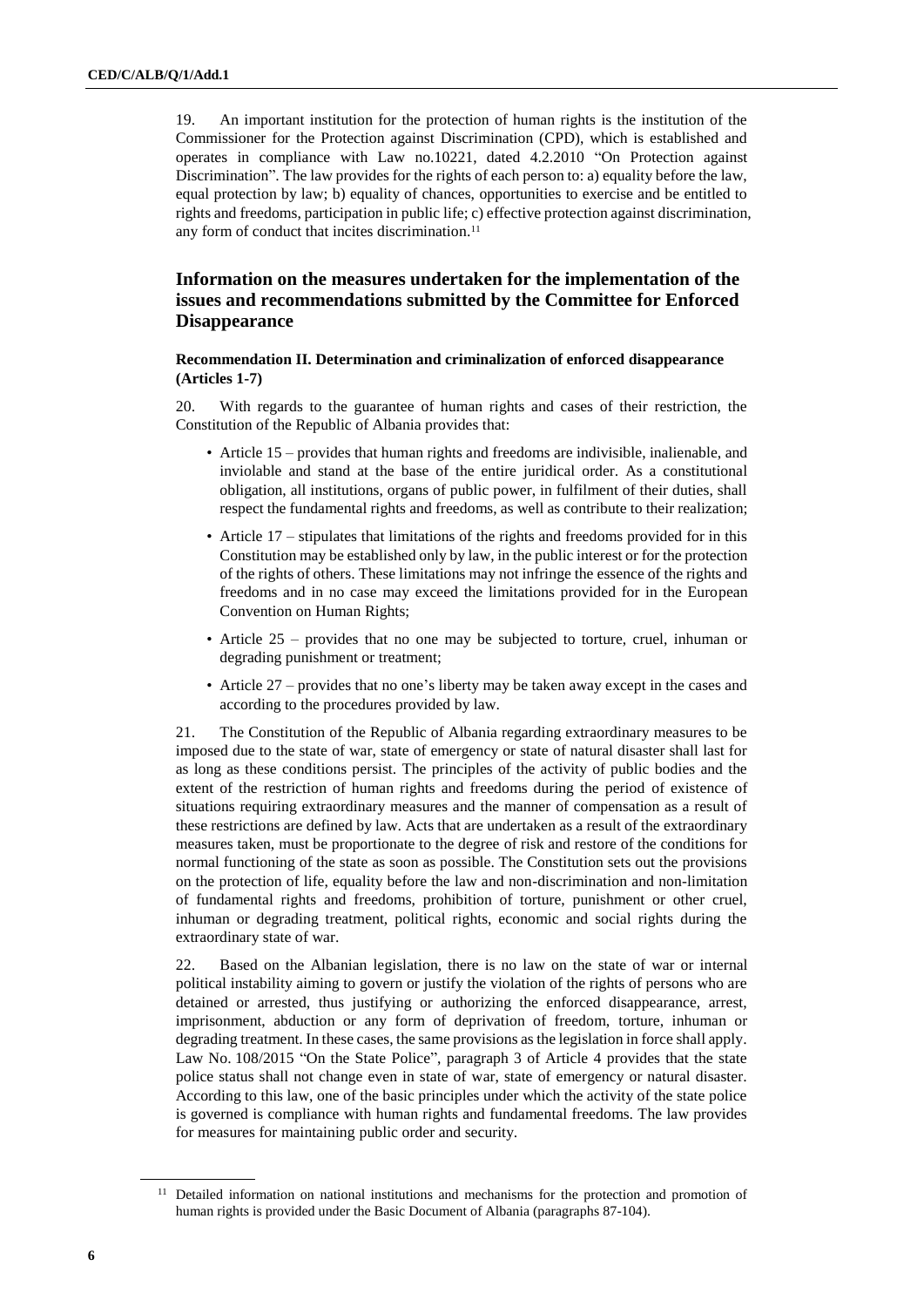19. An important institution for the protection of human rights is the institution of the Commissioner for the Protection against Discrimination (CPD), which is established and operates in compliance with Law no.10221, dated 4.2.2010 "On Protection against Discrimination". The law provides for the rights of each person to: a) equality before the law, equal protection by law; b) equality of chances, opportunities to exercise and be entitled to rights and freedoms, participation in public life; c) effective protection against discrimination, any form of conduct that incites discrimination.[11]

## Information on the measures undertaken for the implementation of the issues and recommendations submitted by the Committee for Enforced Disappearance

### Recommendation II. Determination and criminalization of enforced disappearance (Articles 1-7)

20. With regards to the guarantee of human rights and cases of their restriction, the Constitution of the Republic of Albania provides that:

- Article 15 – provides that human rights and freedoms are indivisible, inalienable, and inviolable and stand at the base of the entire juridical order. As a constitutional obligation, all institutions, organs of public power, in fulfilment of their duties, shall respect the fundamental rights and freedoms, as well as contribute to their realization;
- Article 17 – stipulates that limitations of the rights and freedoms provided for in this Constitution may be established only by law, in the public interest or for the protection of the rights of others. These limitations may not infringe the essence of the rights and freedoms and in no case may exceed the limitations provided for in the European Convention on Human Rights;
- Article 25 – provides that no one may be subjected to torture, cruel, inhuman or degrading punishment or treatment;
- Article 27 – provides that no one's liberty may be taken away except in the cases and according to the procedures provided by law.

21. The Constitution of the Republic of Albania regarding extraordinary measures to be imposed due to the state of war, state of emergency or state of natural disaster shall last for as long as these conditions persist. The principles of the activity of public bodies and the extent of the restriction of human rights and freedoms during the period of existence of situations requiring extraordinary measures and the manner of compensation as a result of these restrictions are defined by law. Acts that are undertaken as a result of the extraordinary measures taken, must be proportionate to the degree of risk and restore of the conditions for normal functioning of the state as soon as possible. The Constitution sets out the provisions on the protection of life, equality before the law and non-discrimination and non-limitation of fundamental rights and freedoms, prohibition of torture, punishment or other cruel, inhuman or degrading treatment, political rights, economic and social rights during the extraordinary state of war.

22. Based on the Albanian legislation, there is no law on the state of war or internal political instability aiming to govern or justify the violation of the rights of persons who are detained or arrested, thus justifying or authorizing the enforced disappearance, arrest, imprisonment, abduction or any form of deprivation of freedom, torture, inhuman or degrading treatment. In these cases, the same provisions as the legislation in force shall apply. Law No. 108/2015 "On the State Police", paragraph 3 of Article 4 provides that the state police status shall not change even in state of war, state of emergency or natural disaster. According to this law, one of the basic principles under which the activity of the state police is governed is compliance with human rights and fundamental freedoms. The law provides for measures for maintaining public order and security.

[11] Detailed information on national institutions and mechanisms for the protection and promotion of human rights is provided under the Basic Document of Albania (paragraphs 87-104).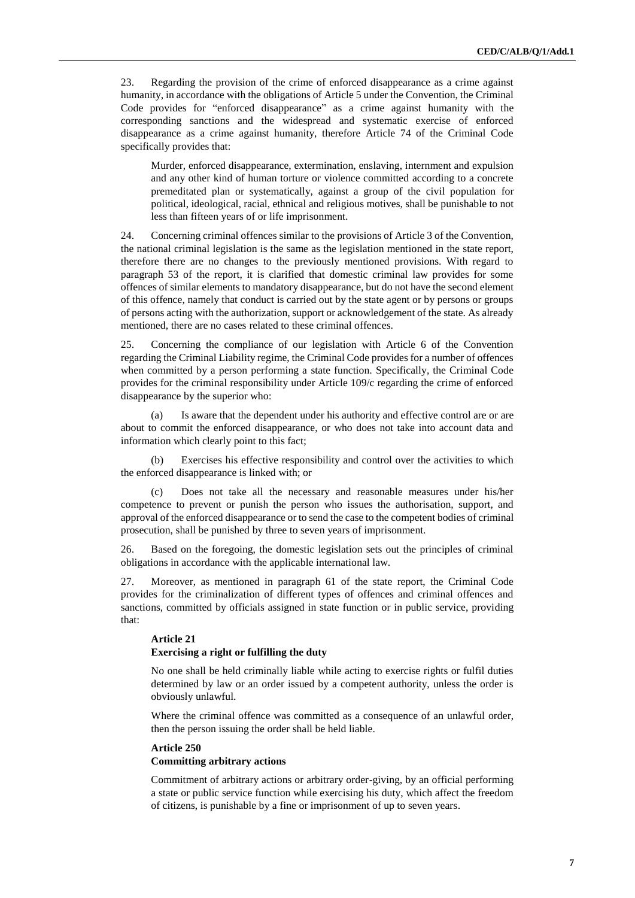23. Regarding the provision of the crime of enforced disappearance as a crime against humanity, in accordance with the obligations of Article 5 under the Convention, the Criminal Code provides for "enforced disappearance" as a crime against humanity with the corresponding sanctions and the widespread and systematic exercise of enforced disappearance as a crime against humanity, therefore Article 74 of the Criminal Code specifically provides that:

> Murder, enforced disappearance, extermination, enslaving, internment and expulsion and any other kind of human torture or violence committed according to a concrete premeditated plan or systematically, against a group of the civil population for political, ideological, racial, ethnical and religious motives, shall be punishable to not less than fifteen years of or life imprisonment.

24. Concerning criminal offences similar to the provisions of Article 3 of the Convention, the national criminal legislation is the same as the legislation mentioned in the state report, therefore there are no changes to the previously mentioned provisions. With regard to paragraph 53 of the report, it is clarified that domestic criminal law provides for some offences of similar elements to mandatory disappearance, but do not have the second element of this offence, namely that conduct is carried out by the state agent or by persons or groups of persons acting with the authorization, support or acknowledgement of the state. As already mentioned, there are no cases related to these criminal offences.

25. Concerning the compliance of our legislation with Article 6 of the Convention regarding the Criminal Liability regime, the Criminal Code provides for a number of offences when committed by a person performing a state function. Specifically, the Criminal Code provides for the criminal responsibility under Article 109/c regarding the crime of enforced disappearance by the superior who:

(a) Is aware that the dependent under his authority and effective control are or are about to commit the enforced disappearance, or who does not take into account data and information which clearly point to this fact;

(b) Exercises his effective responsibility and control over the activities to which the enforced disappearance is linked with; or

(c) Does not take all the necessary and reasonable measures under his/her competence to prevent or punish the person who issues the authorisation, support, and approval of the enforced disappearance or to send the case to the competent bodies of criminal prosecution, shall be punished by three to seven years of imprisonment.

26. Based on the foregoing, the domestic legislation sets out the principles of criminal obligations in accordance with the applicable international law.

27. Moreover, as mentioned in paragraph 61 of the state report, the Criminal Code provides for the criminalization of different types of offences and criminal offences and sanctions, committed by officials assigned in state function or in public service, providing that:

> **Article 21**
> **Exercising a right or fulfilling the duty**
>
> No one shall be held criminally liable while acting to exercise rights or fulfil duties determined by law or an order issued by a competent authority, unless the order is obviously unlawful.
>
> Where the criminal offence was committed as a consequence of an unlawful order, then the person issuing the order shall be held liable.
>
> **Article 250**
> **Committing arbitrary actions**
>
> Commitment of arbitrary actions or arbitrary order-giving, by an official performing a state or public service function while exercising his duty, which affect the freedom of citizens, is punishable by a fine or imprisonment of up to seven years.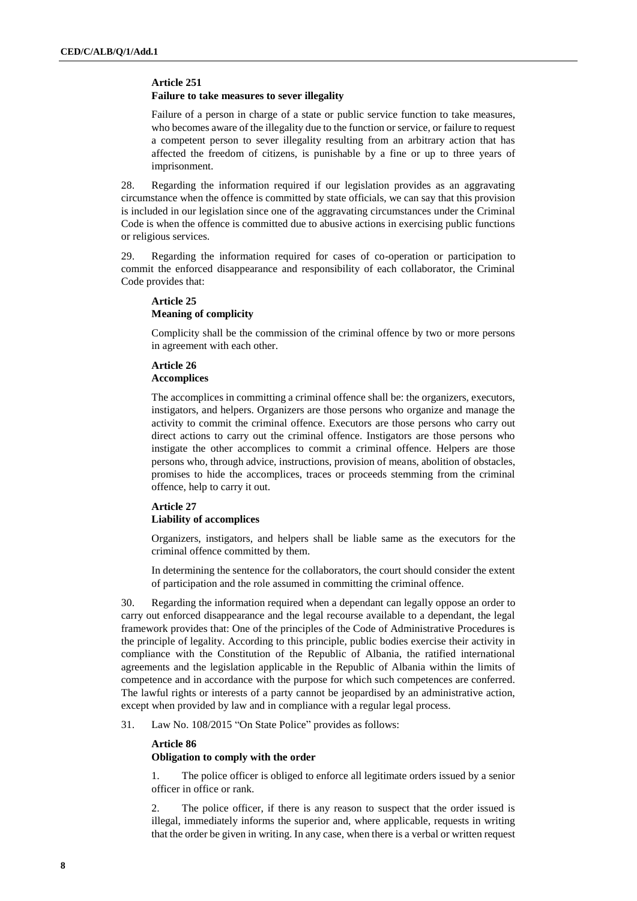**Article 251**
**Failure to take measures to sever illegality**

Failure of a person in charge of a state or public service function to take measures, who becomes aware of the illegality due to the function or service, or failure to request a competent person to sever illegality resulting from an arbitrary action that has affected the freedom of citizens, is punishable by a fine or up to three years of imprisonment.

28. Regarding the information required if our legislation provides as an aggravating circumstance when the offence is committed by state officials, we can say that this provision is included in our legislation since one of the aggravating circumstances under the Criminal Code is when the offence is committed due to abusive actions in exercising public functions or religious services.

29. Regarding the information required for cases of co-operation or participation to commit the enforced disappearance and responsibility of each collaborator, the Criminal Code provides that:

**Article 25**
**Meaning of complicity**

Complicity shall be the commission of the criminal offence by two or more persons in agreement with each other.

**Article 26**
**Accomplices**

The accomplices in committing a criminal offence shall be: the organizers, executors, instigators, and helpers. Organizers are those persons who organize and manage the activity to commit the criminal offence. Executors are those persons who carry out direct actions to carry out the criminal offence. Instigators are those persons who instigate the other accomplices to commit a criminal offence. Helpers are those persons who, through advice, instructions, provision of means, abolition of obstacles, promises to hide the accomplices, traces or proceeds stemming from the criminal offence, help to carry it out.

**Article 27**
**Liability of accomplices**

Organizers, instigators, and helpers shall be liable same as the executors for the criminal offence committed by them.

In determining the sentence for the collaborators, the court should consider the extent of participation and the role assumed in committing the criminal offence.

30. Regarding the information required when a dependant can legally oppose an order to carry out enforced disappearance and the legal recourse available to a dependant, the legal framework provides that: One of the principles of the Code of Administrative Procedures is the principle of legality. According to this principle, public bodies exercise their activity in compliance with the Constitution of the Republic of Albania, the ratified international agreements and the legislation applicable in the Republic of Albania within the limits of competence and in accordance with the purpose for which such competences are conferred. The lawful rights or interests of a party cannot be jeopardised by an administrative action, except when provided by law and in compliance with a regular legal process.

31. Law No. 108/2015 "On State Police" provides as follows:

**Article 86**
**Obligation to comply with the order**

1. The police officer is obliged to enforce all legitimate orders issued by a senior officer in office or rank.

2. The police officer, if there is any reason to suspect that the order issued is illegal, immediately informs the superior and, where applicable, requests in writing that the order be given in writing. In any case, when there is a verbal or written request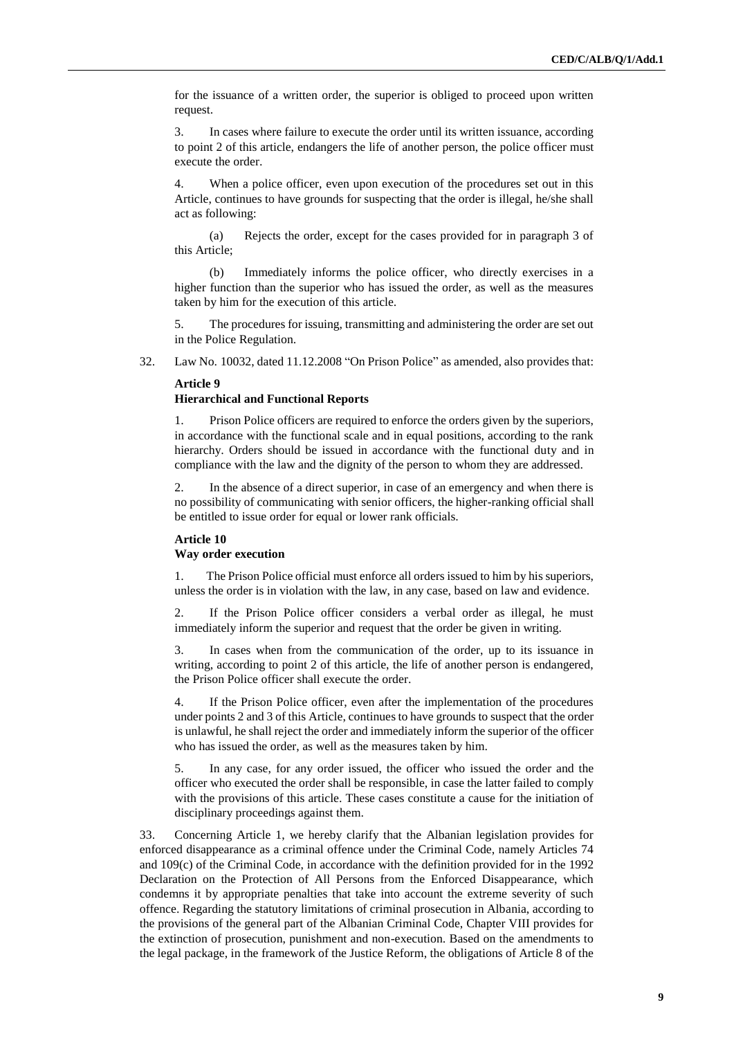for the issuance of a written order, the superior is obliged to proceed upon written request.

3. In cases where failure to execute the order until its written issuance, according to point 2 of this article, endangers the life of another person, the police officer must execute the order.

4. When a police officer, even upon execution of the procedures set out in this Article, continues to have grounds for suspecting that the order is illegal, he/she shall act as following:

(a) Rejects the order, except for the cases provided for in paragraph 3 of this Article;

(b) Immediately informs the police officer, who directly exercises in a higher function than the superior who has issued the order, as well as the measures taken by him for the execution of this article.

5. The procedures for issuing, transmitting and administering the order are set out in the Police Regulation.

32. Law No. 10032, dated 11.12.2008 "On Prison Police" as amended, also provides that:

**Article 9**
**Hierarchical and Functional Reports**

1. Prison Police officers are required to enforce the orders given by the superiors, in accordance with the functional scale and in equal positions, according to the rank hierarchy. Orders should be issued in accordance with the functional duty and in compliance with the law and the dignity of the person to whom they are addressed.

2. In the absence of a direct superior, in case of an emergency and when there is no possibility of communicating with senior officers, the higher-ranking official shall be entitled to issue order for equal or lower rank officials.

**Article 10**
**Way order execution**

1. The Prison Police official must enforce all orders issued to him by his superiors, unless the order is in violation with the law, in any case, based on law and evidence.

2. If the Prison Police officer considers a verbal order as illegal, he must immediately inform the superior and request that the order be given in writing.

3. In cases when from the communication of the order, up to its issuance in writing, according to point 2 of this article, the life of another person is endangered, the Prison Police officer shall execute the order.

4. If the Prison Police officer, even after the implementation of the procedures under points 2 and 3 of this Article, continues to have grounds to suspect that the order is unlawful, he shall reject the order and immediately inform the superior of the officer who has issued the order, as well as the measures taken by him.

5. In any case, for any order issued, the officer who issued the order and the officer who executed the order shall be responsible, in case the latter failed to comply with the provisions of this article. These cases constitute a cause for the initiation of disciplinary proceedings against them.

33. Concerning Article 1, we hereby clarify that the Albanian legislation provides for enforced disappearance as a criminal offence under the Criminal Code, namely Articles 74 and 109(c) of the Criminal Code, in accordance with the definition provided for in the 1992 Declaration on the Protection of All Persons from the Enforced Disappearance, which condemns it by appropriate penalties that take into account the extreme severity of such offence. Regarding the statutory limitations of criminal prosecution in Albania, according to the provisions of the general part of the Albanian Criminal Code, Chapter VIII provides for the extinction of prosecution, punishment and non-execution. Based on the amendments to the legal package, in the framework of the Justice Reform, the obligations of Article 8 of the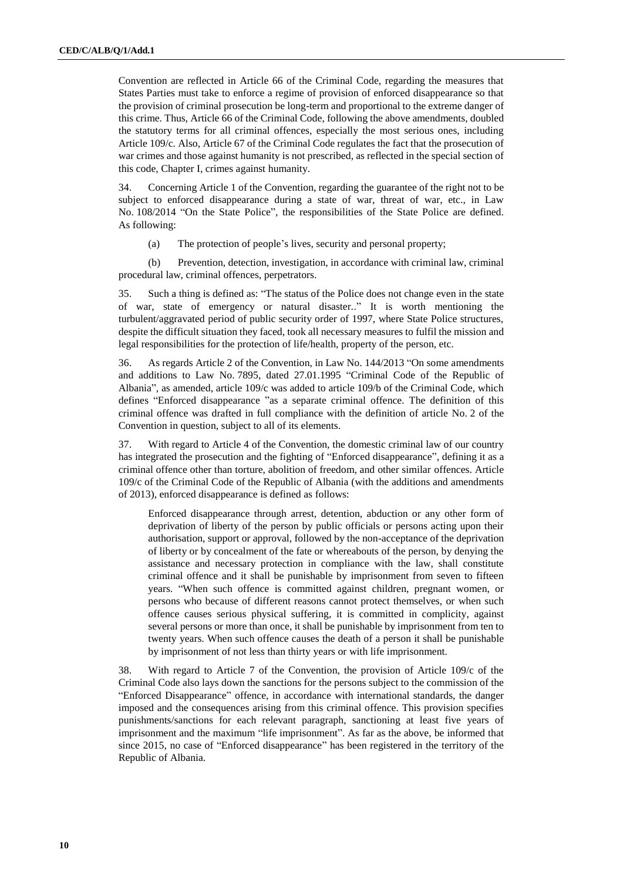Convention are reflected in Article 66 of the Criminal Code, regarding the measures that States Parties must take to enforce a regime of provision of enforced disappearance so that the provision of criminal prosecution be long-term and proportional to the extreme danger of this crime. Thus, Article 66 of the Criminal Code, following the above amendments, doubled the statutory terms for all criminal offences, especially the most serious ones, including Article 109/c. Also, Article 67 of the Criminal Code regulates the fact that the prosecution of war crimes and those against humanity is not prescribed, as reflected in the special section of this code, Chapter I, crimes against humanity.

34. Concerning Article 1 of the Convention, regarding the guarantee of the right not to be subject to enforced disappearance during a state of war, threat of war, etc., in Law No. 108/2014 "On the State Police", the responsibilities of the State Police are defined. As following:

(a) The protection of people's lives, security and personal property;

(b) Prevention, detection, investigation, in accordance with criminal law, criminal procedural law, criminal offences, perpetrators.

35. Such a thing is defined as: "The status of the Police does not change even in the state of war, state of emergency or natural disaster.." It is worth mentioning the turbulent/aggravated period of public security order of 1997, where State Police structures, despite the difficult situation they faced, took all necessary measures to fulfil the mission and legal responsibilities for the protection of life/health, property of the person, etc.

36. As regards Article 2 of the Convention, in Law No. 144/2013 "On some amendments and additions to Law No. 7895, dated 27.01.1995 "Criminal Code of the Republic of Albania", as amended, article 109/c was added to article 109/b of the Criminal Code, which defines "Enforced disappearance "as a separate criminal offence. The definition of this criminal offence was drafted in full compliance with the definition of article No. 2 of the Convention in question, subject to all of its elements.

37. With regard to Article 4 of the Convention, the domestic criminal law of our country has integrated the prosecution and the fighting of "Enforced disappearance", defining it as a criminal offence other than torture, abolition of freedom, and other similar offences. Article 109/c of the Criminal Code of the Republic of Albania (with the additions and amendments of 2013), enforced disappearance is defined as follows:

> Enforced disappearance through arrest, detention, abduction or any other form of deprivation of liberty of the person by public officials or persons acting upon their authorisation, support or approval, followed by the non-acceptance of the deprivation of liberty or by concealment of the fate or whereabouts of the person, by denying the assistance and necessary protection in compliance with the law, shall constitute criminal offence and it shall be punishable by imprisonment from seven to fifteen years. "When such offence is committed against children, pregnant women, or persons who because of different reasons cannot protect themselves, or when such offence causes serious physical suffering, it is committed in complicity, against several persons or more than once, it shall be punishable by imprisonment from ten to twenty years. When such offence causes the death of a person it shall be punishable by imprisonment of not less than thirty years or with life imprisonment.

38. With regard to Article 7 of the Convention, the provision of Article 109/c of the Criminal Code also lays down the sanctions for the persons subject to the commission of the "Enforced Disappearance" offence, in accordance with international standards, the danger imposed and the consequences arising from this criminal offence. This provision specifies punishments/sanctions for each relevant paragraph, sanctioning at least five years of imprisonment and the maximum "life imprisonment". As far as the above, be informed that since 2015, no case of "Enforced disappearance" has been registered in the territory of the Republic of Albania.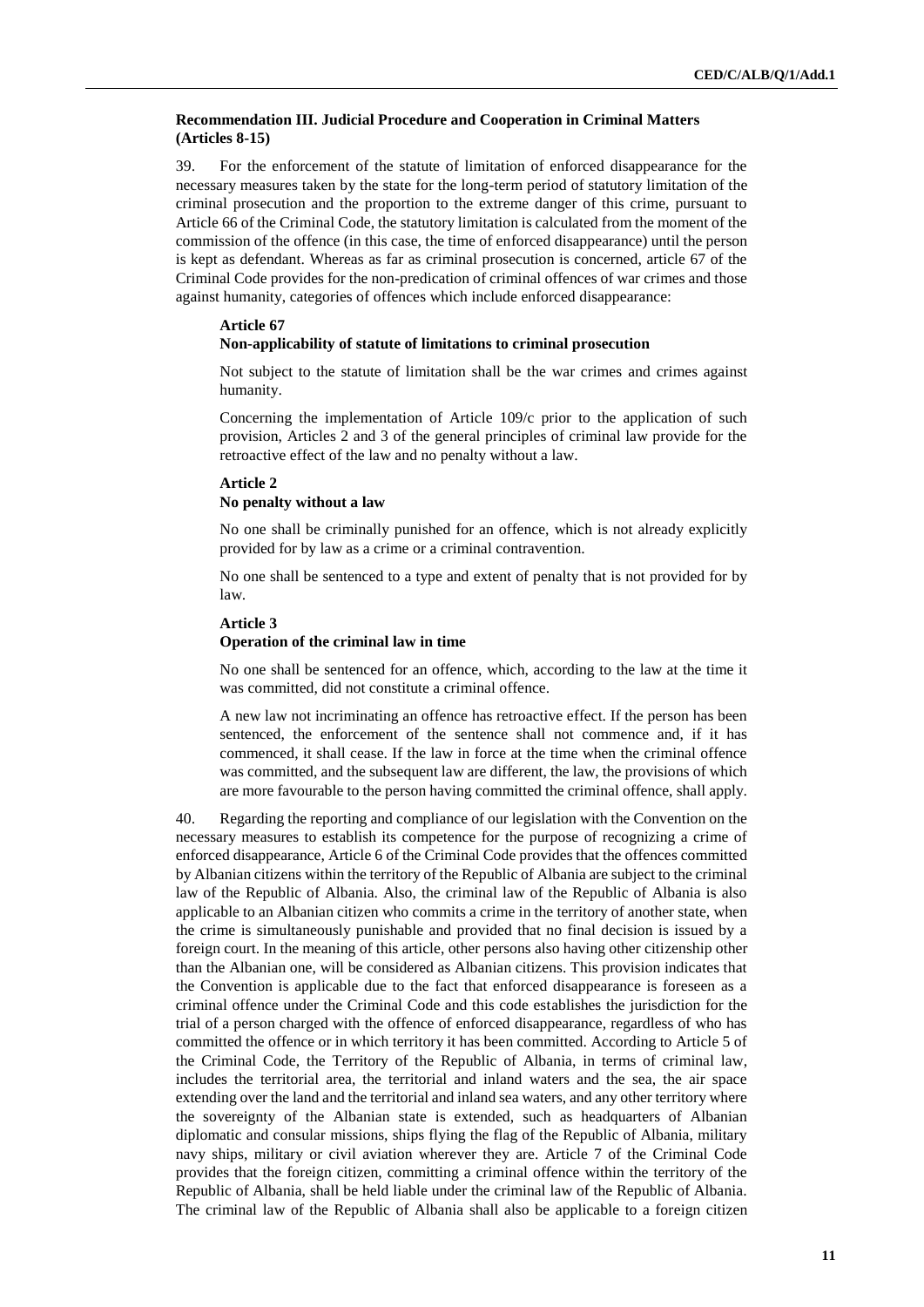**Recommendation III. Judicial Procedure and Cooperation in Criminal Matters (Articles 8-15)**

39. For the enforcement of the statute of limitation of enforced disappearance for the necessary measures taken by the state for the long-term period of statutory limitation of the criminal prosecution and the proportion to the extreme danger of this crime, pursuant to Article 66 of the Criminal Code, the statutory limitation is calculated from the moment of the commission of the offence (in this case, the time of enforced disappearance) until the person is kept as defendant. Whereas as far as criminal prosecution is concerned, article 67 of the Criminal Code provides for the non-predication of criminal offences of war crimes and those against humanity, categories of offences which include enforced disappearance:

> **Article 67**
>
> **Non-applicability of statute of limitations to criminal prosecution**
>
> Not subject to the statute of limitation shall be the war crimes and crimes against humanity.
>
> Concerning the implementation of Article 109/c prior to the application of such provision, Articles 2 and 3 of the general principles of criminal law provide for the retroactive effect of the law and no penalty without a law.
>
> **Article 2**
>
> **No penalty without a law**
>
> No one shall be criminally punished for an offence, which is not already explicitly provided for by law as a crime or a criminal contravention.
>
> No one shall be sentenced to a type and extent of penalty that is not provided for by law.
>
> **Article 3**
>
> **Operation of the criminal law in time**
>
> No one shall be sentenced for an offence, which, according to the law at the time it was committed, did not constitute a criminal offence.
>
> A new law not incriminating an offence has retroactive effect. If the person has been sentenced, the enforcement of the sentence shall not commence and, if it has commenced, it shall cease. If the law in force at the time when the criminal offence was committed, and the subsequent law are different, the law, the provisions of which are more favourable to the person having committed the criminal offence, shall apply.

40. Regarding the reporting and compliance of our legislation with the Convention on the necessary measures to establish its competence for the purpose of recognizing a crime of enforced disappearance, Article 6 of the Criminal Code provides that the offences committed by Albanian citizens within the territory of the Republic of Albania are subject to the criminal law of the Republic of Albania. Also, the criminal law of the Republic of Albania is also applicable to an Albanian citizen who commits a crime in the territory of another state, when the crime is simultaneously punishable and provided that no final decision is issued by a foreign court. In the meaning of this article, other persons also having other citizenship other than the Albanian one, will be considered as Albanian citizens. This provision indicates that the Convention is applicable due to the fact that enforced disappearance is foreseen as a criminal offence under the Criminal Code and this code establishes the jurisdiction for the trial of a person charged with the offence of enforced disappearance, regardless of who has committed the offence or in which territory it has been committed. According to Article 5 of the Criminal Code, the Territory of the Republic of Albania, in terms of criminal law, includes the territorial area, the territorial and inland waters and the sea, the air space extending over the land and the territorial and inland sea waters, and any other territory where the sovereignty of the Albanian state is extended, such as headquarters of Albanian diplomatic and consular missions, ships flying the flag of the Republic of Albania, military navy ships, military or civil aviation wherever they are. Article 7 of the Criminal Code provides that the foreign citizen, committing a criminal offence within the territory of the Republic of Albania, shall be held liable under the criminal law of the Republic of Albania. The criminal law of the Republic of Albania shall also be applicable to a foreign citizen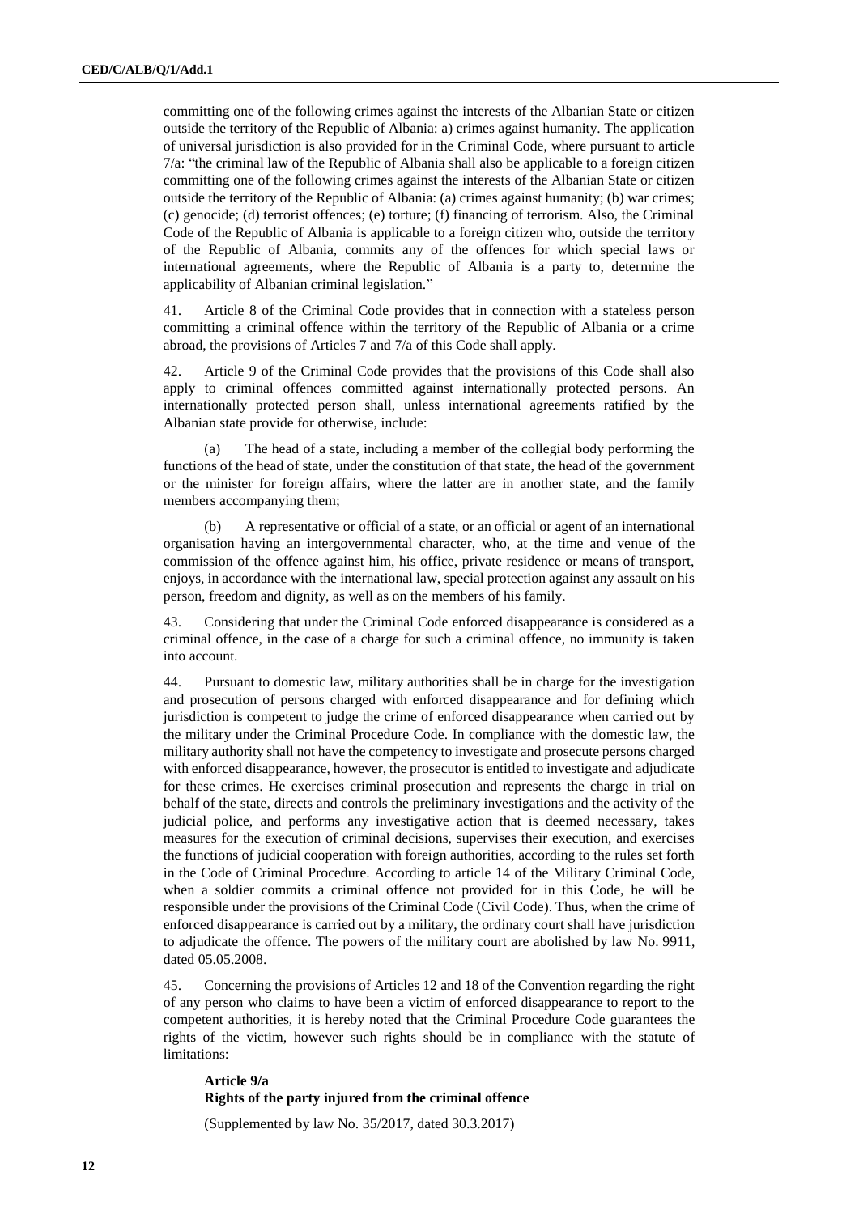committing one of the following crimes against the interests of the Albanian State or citizen outside the territory of the Republic of Albania: a) crimes against humanity. The application of universal jurisdiction is also provided for in the Criminal Code, where pursuant to article 7/a: "the criminal law of the Republic of Albania shall also be applicable to a foreign citizen committing one of the following crimes against the interests of the Albanian State or citizen outside the territory of the Republic of Albania: (a) crimes against humanity; (b) war crimes; (c) genocide; (d) terrorist offences; (e) torture; (f) financing of terrorism. Also, the Criminal Code of the Republic of Albania is applicable to a foreign citizen who, outside the territory of the Republic of Albania, commits any of the offences for which special laws or international agreements, where the Republic of Albania is a party to, determine the applicability of Albanian criminal legislation."

41. Article 8 of the Criminal Code provides that in connection with a stateless person committing a criminal offence within the territory of the Republic of Albania or a crime abroad, the provisions of Articles 7 and 7/a of this Code shall apply.

42. Article 9 of the Criminal Code provides that the provisions of this Code shall also apply to criminal offences committed against internationally protected persons. An internationally protected person shall, unless international agreements ratified by the Albanian state provide for otherwise, include:

(a) The head of a state, including a member of the collegial body performing the functions of the head of state, under the constitution of that state, the head of the government or the minister for foreign affairs, where the latter are in another state, and the family members accompanying them;

(b) A representative or official of a state, or an official or agent of an international organisation having an intergovernmental character, who, at the time and venue of the commission of the offence against him, his office, private residence or means of transport, enjoys, in accordance with the international law, special protection against any assault on his person, freedom and dignity, as well as on the members of his family.

43. Considering that under the Criminal Code enforced disappearance is considered as a criminal offence, in the case of a charge for such a criminal offence, no immunity is taken into account.

44. Pursuant to domestic law, military authorities shall be in charge for the investigation and prosecution of persons charged with enforced disappearance and for defining which jurisdiction is competent to judge the crime of enforced disappearance when carried out by the military under the Criminal Procedure Code. In compliance with the domestic law, the military authority shall not have the competency to investigate and prosecute persons charged with enforced disappearance, however, the prosecutor is entitled to investigate and adjudicate for these crimes. He exercises criminal prosecution and represents the charge in trial on behalf of the state, directs and controls the preliminary investigations and the activity of the judicial police, and performs any investigative action that is deemed necessary, takes measures for the execution of criminal decisions, supervises their execution, and exercises the functions of judicial cooperation with foreign authorities, according to the rules set forth in the Code of Criminal Procedure. According to article 14 of the Military Criminal Code, when a soldier commits a criminal offence not provided for in this Code, he will be responsible under the provisions of the Criminal Code (Civil Code). Thus, when the crime of enforced disappearance is carried out by a military, the ordinary court shall have jurisdiction to adjudicate the offence. The powers of the military court are abolished by law No. 9911, dated 05.05.2008.

45. Concerning the provisions of Articles 12 and 18 of the Convention regarding the right of any person who claims to have been a victim of enforced disappearance to report to the competent authorities, it is hereby noted that the Criminal Procedure Code guarantees the rights of the victim, however such rights should be in compliance with the statute of limitations:

**Article 9/a**
**Rights of the party injured from the criminal offence**

(Supplemented by law No. 35/2017, dated 30.3.2017)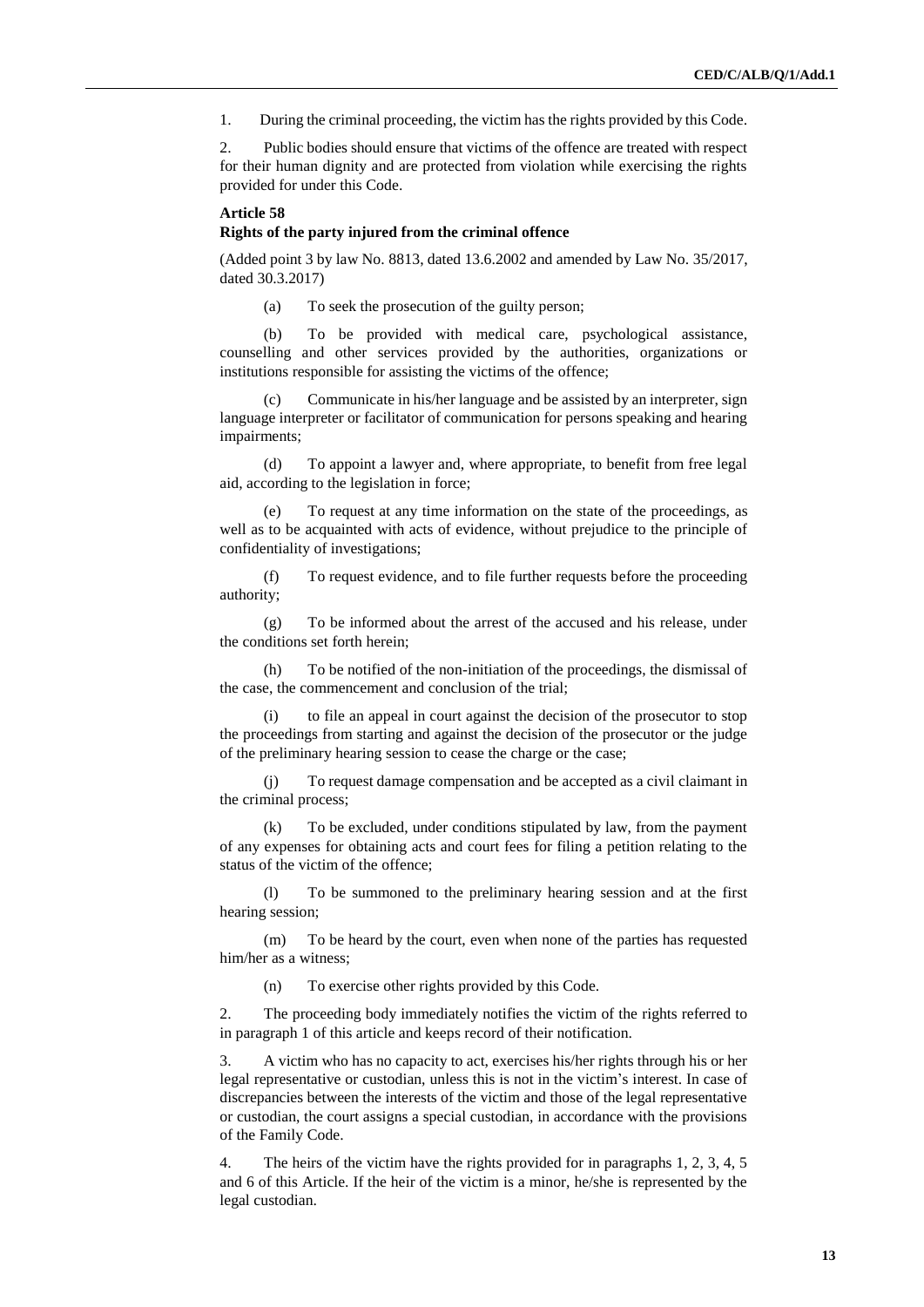1. During the criminal proceeding, the victim has the rights provided by this Code.

2. Public bodies should ensure that victims of the offence are treated with respect for their human dignity and are protected from violation while exercising the rights provided for under this Code.

**Article 58**

**Rights of the party injured from the criminal offence**

(Added point 3 by law No. 8813, dated 13.6.2002 and amended by Law No. 35/2017, dated 30.3.2017)

(a) To seek the prosecution of the guilty person;

(b) To be provided with medical care, psychological assistance, counselling and other services provided by the authorities, organizations or institutions responsible for assisting the victims of the offence;

(c) Communicate in his/her language and be assisted by an interpreter, sign language interpreter or facilitator of communication for persons speaking and hearing impairments;

(d) To appoint a lawyer and, where appropriate, to benefit from free legal aid, according to the legislation in force;

(e) To request at any time information on the state of the proceedings, as well as to be acquainted with acts of evidence, without prejudice to the principle of confidentiality of investigations;

(f) To request evidence, and to file further requests before the proceeding authority;

(g) To be informed about the arrest of the accused and his release, under the conditions set forth herein;

(h) To be notified of the non-initiation of the proceedings, the dismissal of the case, the commencement and conclusion of the trial;

(i) to file an appeal in court against the decision of the prosecutor to stop the proceedings from starting and against the decision of the prosecutor or the judge of the preliminary hearing session to cease the charge or the case;

(j) To request damage compensation and be accepted as a civil claimant in the criminal process;

(k) To be excluded, under conditions stipulated by law, from the payment of any expenses for obtaining acts and court fees for filing a petition relating to the status of the victim of the offence;

(l) To be summoned to the preliminary hearing session and at the first hearing session;

(m) To be heard by the court, even when none of the parties has requested him/her as a witness;

(n) To exercise other rights provided by this Code.

2. The proceeding body immediately notifies the victim of the rights referred to in paragraph 1 of this article and keeps record of their notification.

3. A victim who has no capacity to act, exercises his/her rights through his or her legal representative or custodian, unless this is not in the victim's interest. In case of discrepancies between the interests of the victim and those of the legal representative or custodian, the court assigns a special custodian, in accordance with the provisions of the Family Code.

4. The heirs of the victim have the rights provided for in paragraphs 1, 2, 3, 4, 5 and 6 of this Article. If the heir of the victim is a minor, he/she is represented by the legal custodian.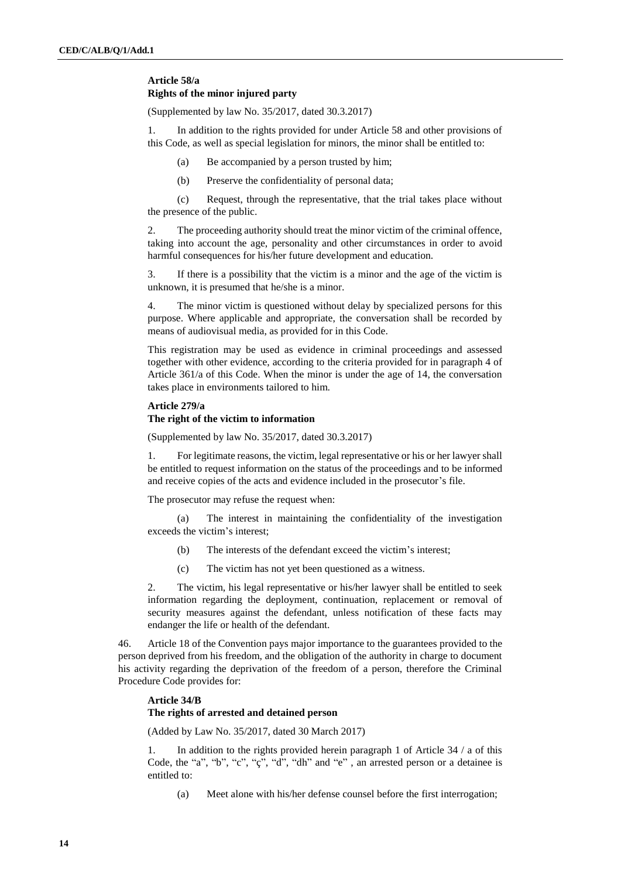**Article 58/a**
**Rights of the minor injured party**

(Supplemented by law No. 35/2017, dated 30.3.2017)

1. In addition to the rights provided for under Article 58 and other provisions of this Code, as well as special legislation for minors, the minor shall be entitled to:

(a) Be accompanied by a person trusted by him;

(b) Preserve the confidentiality of personal data;

(c) Request, through the representative, that the trial takes place without the presence of the public.

2. The proceeding authority should treat the minor victim of the criminal offence, taking into account the age, personality and other circumstances in order to avoid harmful consequences for his/her future development and education.

3. If there is a possibility that the victim is a minor and the age of the victim is unknown, it is presumed that he/she is a minor.

4. The minor victim is questioned without delay by specialized persons for this purpose. Where applicable and appropriate, the conversation shall be recorded by means of audiovisual media, as provided for in this Code.

This registration may be used as evidence in criminal proceedings and assessed together with other evidence, according to the criteria provided for in paragraph 4 of Article 361/a of this Code. When the minor is under the age of 14, the conversation takes place in environments tailored to him.

**Article 279/a**
**The right of the victim to information**

(Supplemented by law No. 35/2017, dated 30.3.2017)

1. For legitimate reasons, the victim, legal representative or his or her lawyer shall be entitled to request information on the status of the proceedings and to be informed and receive copies of the acts and evidence included in the prosecutor's file.

The prosecutor may refuse the request when:

(a) The interest in maintaining the confidentiality of the investigation exceeds the victim's interest;

(b) The interests of the defendant exceed the victim's interest;

(c) The victim has not yet been questioned as a witness.

2. The victim, his legal representative or his/her lawyer shall be entitled to seek information regarding the deployment, continuation, replacement or removal of security measures against the defendant, unless notification of these facts may endanger the life or health of the defendant.

46. Article 18 of the Convention pays major importance to the guarantees provided to the person deprived from his freedom, and the obligation of the authority in charge to document his activity regarding the deprivation of the freedom of a person, therefore the Criminal Procedure Code provides for:

**Article 34/B**
**The rights of arrested and detained person**

(Added by Law No. 35/2017, dated 30 March 2017)

1. In addition to the rights provided herein paragraph 1 of Article 34 / a of this Code, the "a", "b", "c", "ç", "d", "dh" and "e" , an arrested person or a detainee is entitled to:

(a) Meet alone with his/her defense counsel before the first interrogation;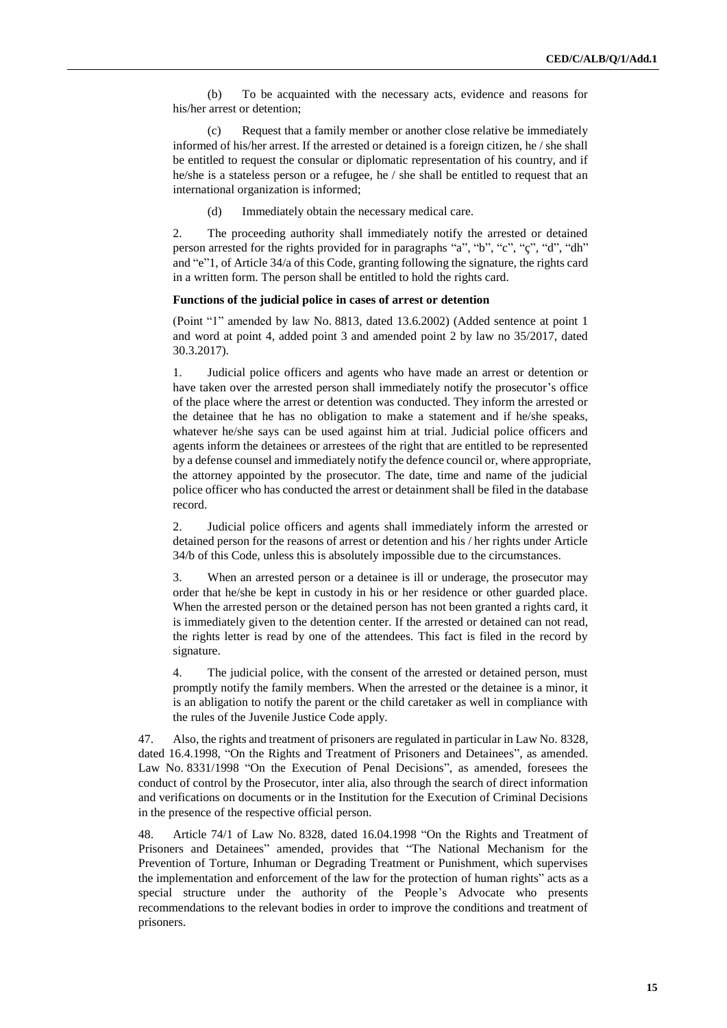(b) To be acquainted with the necessary acts, evidence and reasons for his/her arrest or detention;

(c) Request that a family member or another close relative be immediately informed of his/her arrest. If the arrested or detained is a foreign citizen, he / she shall be entitled to request the consular or diplomatic representation of his country, and if he/she is a stateless person or a refugee, he / she shall be entitled to request that an international organization is informed;

(d) Immediately obtain the necessary medical care.

2. The proceeding authority shall immediately notify the arrested or detained person arrested for the rights provided for in paragraphs "a", "b", "c", "ç", "d", "dh" and "e"1, of Article 34/a of this Code, granting following the signature, the rights card in a written form. The person shall be entitled to hold the rights card.

**Functions of the judicial police in cases of arrest or detention**

(Point "1" amended by law No. 8813, dated 13.6.2002) (Added sentence at point 1 and word at point 4, added point 3 and amended point 2 by law no 35/2017, dated 30.3.2017).

1. Judicial police officers and agents who have made an arrest or detention or have taken over the arrested person shall immediately notify the prosecutor's office of the place where the arrest or detention was conducted. They inform the arrested or the detainee that he has no obligation to make a statement and if he/she speaks, whatever he/she says can be used against him at trial. Judicial police officers and agents inform the detainees or arrestees of the right that are entitled to be represented by a defense counsel and immediately notify the defence council or, where appropriate, the attorney appointed by the prosecutor. The date, time and name of the judicial police officer who has conducted the arrest or detainment shall be filed in the database record.

2. Judicial police officers and agents shall immediately inform the arrested or detained person for the reasons of arrest or detention and his / her rights under Article 34/b of this Code, unless this is absolutely impossible due to the circumstances.

3. When an arrested person or a detainee is ill or underage, the prosecutor may order that he/she be kept in custody in his or her residence or other guarded place. When the arrested person or the detained person has not been granted a rights card, it is immediately given to the detention center. If the arrested or detained can not read, the rights letter is read by one of the attendees. This fact is filed in the record by signature.

4. The judicial police, with the consent of the arrested or detained person, must promptly notify the family members. When the arrested or the detainee is a minor, it is an abligation to notify the parent or the child caretaker as well in compliance with the rules of the Juvenile Justice Code apply.

47. Also, the rights and treatment of prisoners are regulated in particular in Law No. 8328, dated 16.4.1998, "On the Rights and Treatment of Prisoners and Detainees", as amended. Law No. 8331/1998 "On the Execution of Penal Decisions", as amended, foresees the conduct of control by the Prosecutor, inter alia, also through the search of direct information and verifications on documents or in the Institution for the Execution of Criminal Decisions in the presence of the respective official person.

48. Article 74/1 of Law No. 8328, dated 16.04.1998 "On the Rights and Treatment of Prisoners and Detainees" amended, provides that "The National Mechanism for the Prevention of Torture, Inhuman or Degrading Treatment or Punishment, which supervises the implementation and enforcement of the law for the protection of human rights" acts as a special structure under the authority of the People's Advocate who presents recommendations to the relevant bodies in order to improve the conditions and treatment of prisoners.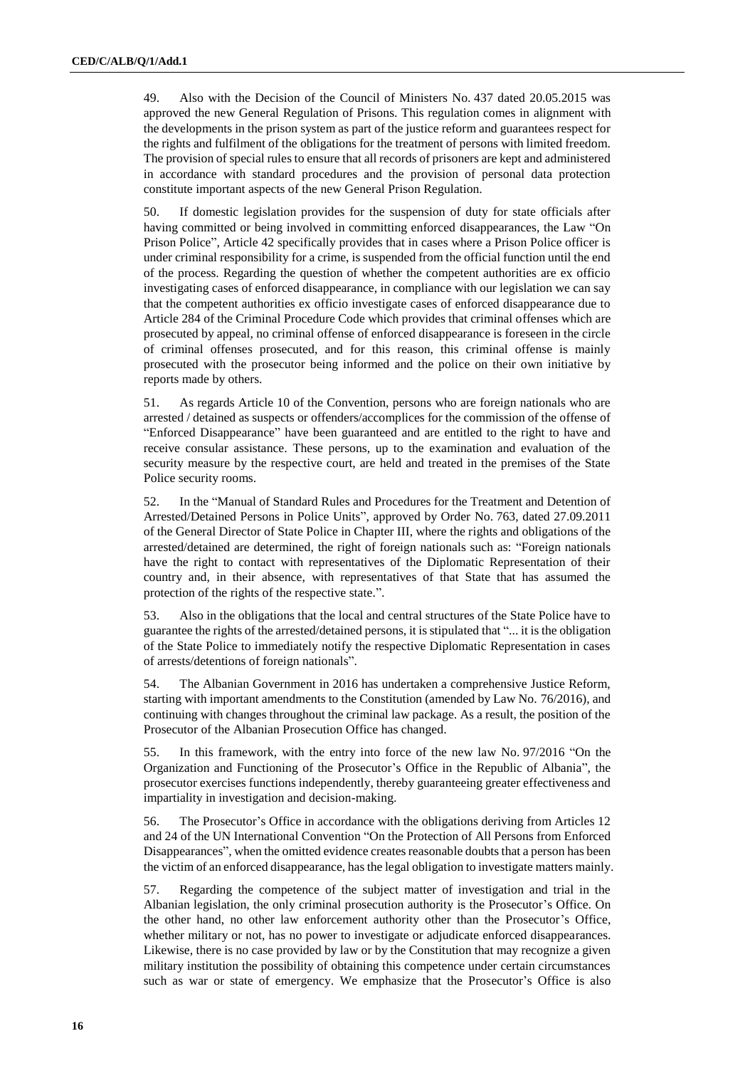49. Also with the Decision of the Council of Ministers No. 437 dated 20.05.2015 was approved the new General Regulation of Prisons. This regulation comes in alignment with the developments in the prison system as part of the justice reform and guarantees respect for the rights and fulfilment of the obligations for the treatment of persons with limited freedom. The provision of special rules to ensure that all records of prisoners are kept and administered in accordance with standard procedures and the provision of personal data protection constitute important aspects of the new General Prison Regulation.

50. If domestic legislation provides for the suspension of duty for state officials after having committed or being involved in committing enforced disappearances, the Law "On Prison Police", Article 42 specifically provides that in cases where a Prison Police officer is under criminal responsibility for a crime, is suspended from the official function until the end of the process. Regarding the question of whether the competent authorities are ex officio investigating cases of enforced disappearance, in compliance with our legislation we can say that the competent authorities ex officio investigate cases of enforced disappearance due to Article 284 of the Criminal Procedure Code which provides that criminal offenses which are prosecuted by appeal, no criminal offense of enforced disappearance is foreseen in the circle of criminal offenses prosecuted, and for this reason, this criminal offense is mainly prosecuted with the prosecutor being informed and the police on their own initiative by reports made by others.

51. As regards Article 10 of the Convention, persons who are foreign nationals who are arrested / detained as suspects or offenders/accomplices for the commission of the offense of "Enforced Disappearance" have been guaranteed and are entitled to the right to have and receive consular assistance. These persons, up to the examination and evaluation of the security measure by the respective court, are held and treated in the premises of the State Police security rooms.

52. In the "Manual of Standard Rules and Procedures for the Treatment and Detention of Arrested/Detained Persons in Police Units", approved by Order No. 763, dated 27.09.2011 of the General Director of State Police in Chapter III, where the rights and obligations of the arrested/detained are determined, the right of foreign nationals such as: "Foreign nationals have the right to contact with representatives of the Diplomatic Representation of their country and, in their absence, with representatives of that State that has assumed the protection of the rights of the respective state.".

53. Also in the obligations that the local and central structures of the State Police have to guarantee the rights of the arrested/detained persons, it is stipulated that "... it is the obligation of the State Police to immediately notify the respective Diplomatic Representation in cases of arrests/detentions of foreign nationals".

54. The Albanian Government in 2016 has undertaken a comprehensive Justice Reform, starting with important amendments to the Constitution (amended by Law No. 76/2016), and continuing with changes throughout the criminal law package. As a result, the position of the Prosecutor of the Albanian Prosecution Office has changed.

55. In this framework, with the entry into force of the new law No. 97/2016 "On the Organization and Functioning of the Prosecutor's Office in the Republic of Albania", the prosecutor exercises functions independently, thereby guaranteeing greater effectiveness and impartiality in investigation and decision-making.

56. The Prosecutor's Office in accordance with the obligations deriving from Articles 12 and 24 of the UN International Convention "On the Protection of All Persons from Enforced Disappearances", when the omitted evidence creates reasonable doubts that a person has been the victim of an enforced disappearance, has the legal obligation to investigate matters mainly.

57. Regarding the competence of the subject matter of investigation and trial in the Albanian legislation, the only criminal prosecution authority is the Prosecutor's Office. On the other hand, no other law enforcement authority other than the Prosecutor's Office, whether military or not, has no power to investigate or adjudicate enforced disappearances. Likewise, there is no case provided by law or by the Constitution that may recognize a given military institution the possibility of obtaining this competence under certain circumstances such as war or state of emergency. We emphasize that the Prosecutor's Office is also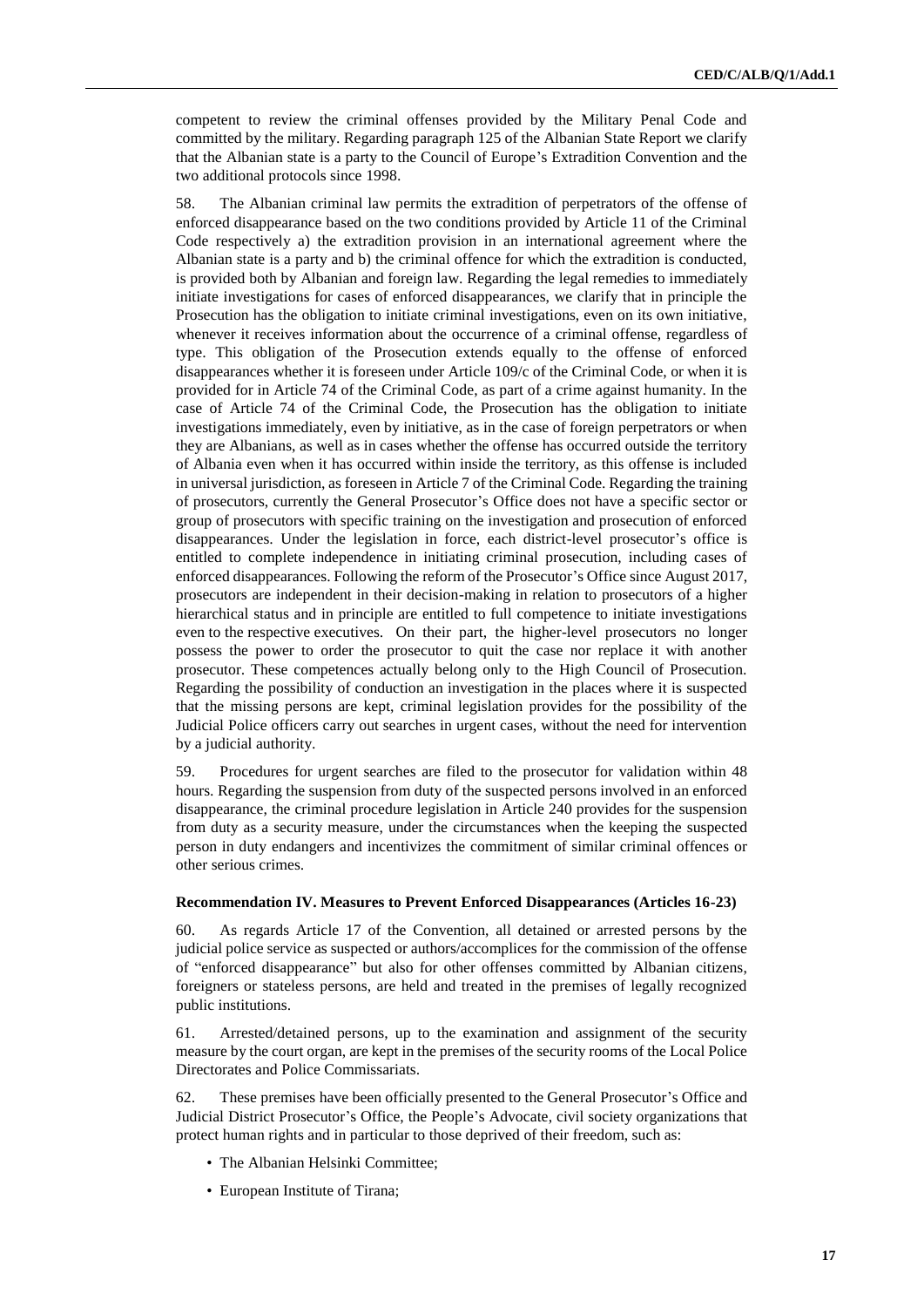competent to review the criminal offenses provided by the Military Penal Code and committed by the military. Regarding paragraph 125 of the Albanian State Report we clarify that the Albanian state is a party to the Council of Europe's Extradition Convention and the two additional protocols since 1998.

58. The Albanian criminal law permits the extradition of perpetrators of the offense of enforced disappearance based on the two conditions provided by Article 11 of the Criminal Code respectively a) the extradition provision in an international agreement where the Albanian state is a party and b) the criminal offence for which the extradition is conducted, is provided both by Albanian and foreign law. Regarding the legal remedies to immediately initiate investigations for cases of enforced disappearances, we clarify that in principle the Prosecution has the obligation to initiate criminal investigations, even on its own initiative, whenever it receives information about the occurrence of a criminal offense, regardless of type. This obligation of the Prosecution extends equally to the offense of enforced disappearances whether it is foreseen under Article 109/c of the Criminal Code, or when it is provided for in Article 74 of the Criminal Code, as part of a crime against humanity. In the case of Article 74 of the Criminal Code, the Prosecution has the obligation to initiate investigations immediately, even by initiative, as in the case of foreign perpetrators or when they are Albanians, as well as in cases whether the offense has occurred outside the territory of Albania even when it has occurred within inside the territory, as this offense is included in universal jurisdiction, as foreseen in Article 7 of the Criminal Code. Regarding the training of prosecutors, currently the General Prosecutor's Office does not have a specific sector or group of prosecutors with specific training on the investigation and prosecution of enforced disappearances. Under the legislation in force, each district-level prosecutor's office is entitled to complete independence in initiating criminal prosecution, including cases of enforced disappearances. Following the reform of the Prosecutor's Office since August 2017, prosecutors are independent in their decision-making in relation to prosecutors of a higher hierarchical status and in principle are entitled to full competence to initiate investigations even to the respective executives. On their part, the higher-level prosecutors no longer possess the power to order the prosecutor to quit the case nor replace it with another prosecutor. These competences actually belong only to the High Council of Prosecution. Regarding the possibility of conduction an investigation in the places where it is suspected that the missing persons are kept, criminal legislation provides for the possibility of the Judicial Police officers carry out searches in urgent cases, without the need for intervention by a judicial authority.

59. Procedures for urgent searches are filed to the prosecutor for validation within 48 hours. Regarding the suspension from duty of the suspected persons involved in an enforced disappearance, the criminal procedure legislation in Article 240 provides for the suspension from duty as a security measure, under the circumstances when the keeping the suspected person in duty endangers and incentivizes the commitment of similar criminal offences or other serious crimes.

#### Recommendation IV. Measures to Prevent Enforced Disappearances (Articles 16-23)

60. As regards Article 17 of the Convention, all detained or arrested persons by the judicial police service as suspected or authors/accomplices for the commission of the offense of "enforced disappearance" but also for other offenses committed by Albanian citizens, foreigners or stateless persons, are held and treated in the premises of legally recognized public institutions.

61. Arrested/detained persons, up to the examination and assignment of the security measure by the court organ, are kept in the premises of the security rooms of the Local Police Directorates and Police Commissariats.

62. These premises have been officially presented to the General Prosecutor's Office and Judicial District Prosecutor's Office, the People's Advocate, civil society organizations that protect human rights and in particular to those deprived of their freedom, such as:

- The Albanian Helsinki Committee;
- European Institute of Tirana;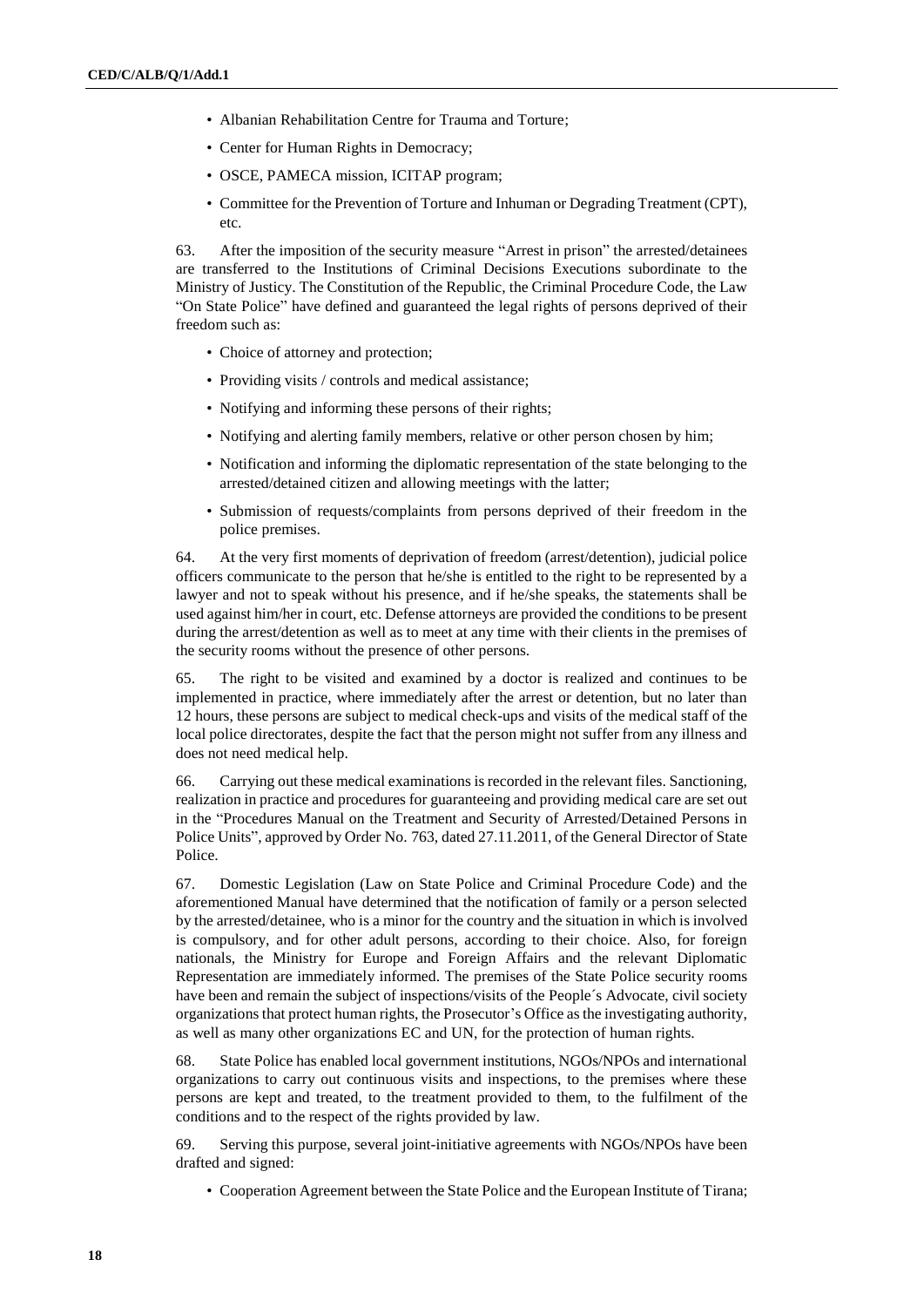- Albanian Rehabilitation Centre for Trauma and Torture;
- Center for Human Rights in Democracy;
- OSCE, PAMECA mission, ICITAP program;
- Committee for the Prevention of Torture and Inhuman or Degrading Treatment (CPT), etc.

63. After the imposition of the security measure "Arrest in prison" the arrested/detainees are transferred to the Institutions of Criminal Decisions Executions subordinate to the Ministry of Justice. The Constitution of the Republic, the Criminal Procedure Code, the Law "On State Police" have defined and guaranteed the legal rights of persons deprived of their freedom such as:

- Choice of attorney and protection;
- Providing visits / controls and medical assistance;
- Notifying and informing these persons of their rights;
- Notifying and alerting family members, relative or other person chosen by him;
- Notification and informing the diplomatic representation of the state belonging to the arrested/detained citizen and allowing meetings with the latter;
- Submission of requests/complaints from persons deprived of their freedom in the police premises.

64. At the very first moments of deprivation of freedom (arrest/detention), judicial police officers communicate to the person that he/she is entitled to the right to be represented by a lawyer and not to speak without his presence, and if he/she speaks, the statements shall be used against him/her in court, etc. Defense attorneys are provided the conditions to be present during the arrest/detention as well as to meet at any time with their clients in the premises of the security rooms without the presence of other persons.

65. The right to be visited and examined by a doctor is realized and continues to be implemented in practice, where immediately after the arrest or detention, but no later than 12 hours, these persons are subject to medical check-ups and visits of the medical staff of the local police directorates, despite the fact that the person might not suffer from any illness and does not need medical help.

66. Carrying out these medical examinations is recorded in the relevant files. Sanctioning, realization in practice and procedures for guaranteeing and providing medical care are set out in the "Procedures Manual on the Treatment and Security of Arrested/Detained Persons in Police Units", approved by Order No. 763, dated 27.11.2011, of the General Director of State Police.

67. Domestic Legislation (Law on State Police and Criminal Procedure Code) and the aforementioned Manual have determined that the notification of family or a person selected by the arrested/detainee, who is a minor for the country and the situation in which is involved is compulsory, and for other adult persons, according to their choice. Also, for foreign nationals, the Ministry for Europe and Foreign Affairs and the relevant Diplomatic Representation are immediately informed. The premises of the State Police security rooms have been and remain the subject of inspections/visits of the People´s Advocate, civil society organizations that protect human rights, the Prosecutor's Office as the investigating authority, as well as many other organizations EC and UN, for the protection of human rights.

68. State Police has enabled local government institutions, NGOs/NPOs and international organizations to carry out continuous visits and inspections, to the premises where these persons are kept and treated, to the treatment provided to them, to the fulfilment of the conditions and to the respect of the rights provided by law.

69. Serving this purpose, several joint-initiative agreements with NGOs/NPOs have been drafted and signed:

- Cooperation Agreement between the State Police and the European Institute of Tirana;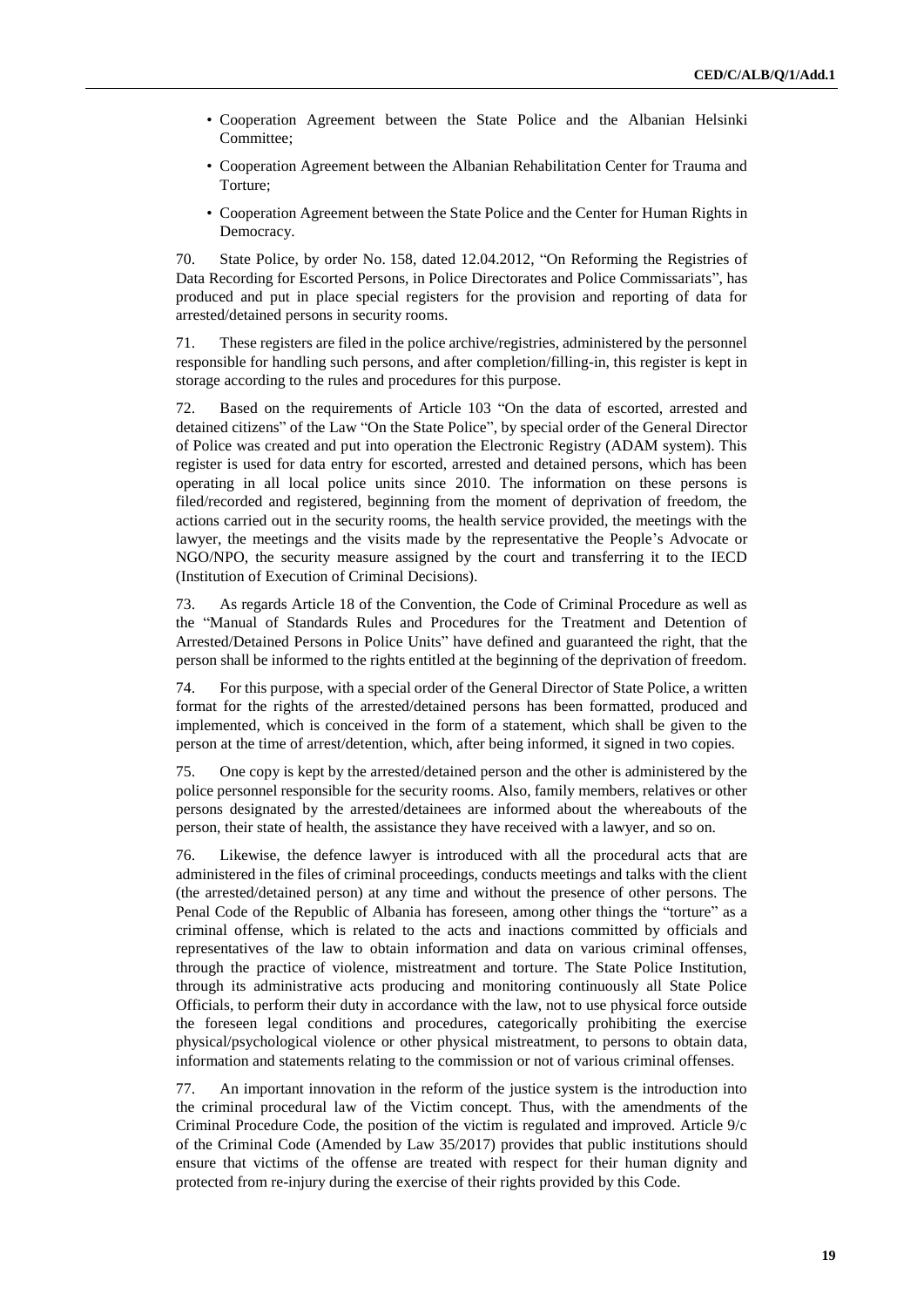- Cooperation Agreement between the State Police and the Albanian Helsinki Committee;
- Cooperation Agreement between the Albanian Rehabilitation Center for Trauma and Torture;
- Cooperation Agreement between the State Police and the Center for Human Rights in Democracy.

70. State Police, by order No. 158, dated 12.04.2012, "On Reforming the Registries of Data Recording for Escorted Persons, in Police Directorates and Police Commissariats", has produced and put in place special registers for the provision and reporting of data for arrested/detained persons in security rooms.

71. These registers are filed in the police archive/registries, administered by the personnel responsible for handling such persons, and after completion/filling-in, this register is kept in storage according to the rules and procedures for this purpose.

72. Based on the requirements of Article 103 "On the data of escorted, arrested and detained citizens" of the Law "On the State Police", by special order of the General Director of Police was created and put into operation the Electronic Registry (ADAM system). This register is used for data entry for escorted, arrested and detained persons, which has been operating in all local police units since 2010. The information on these persons is filed/recorded and registered, beginning from the moment of deprivation of freedom, the actions carried out in the security rooms, the health service provided, the meetings with the lawyer, the meetings and the visits made by the representative the People's Advocate or NGO/NPO, the security measure assigned by the court and transferring it to the IECD (Institution of Execution of Criminal Decisions).

73. As regards Article 18 of the Convention, the Code of Criminal Procedure as well as the "Manual of Standards Rules and Procedures for the Treatment and Detention of Arrested/Detained Persons in Police Units" have defined and guaranteed the right, that the person shall be informed to the rights entitled at the beginning of the deprivation of freedom.

74. For this purpose, with a special order of the General Director of State Police, a written format for the rights of the arrested/detained persons has been formatted, produced and implemented, which is conceived in the form of a statement, which shall be given to the person at the time of arrest/detention, which, after being informed, it signed in two copies.

75. One copy is kept by the arrested/detained person and the other is administered by the police personnel responsible for the security rooms. Also, family members, relatives or other persons designated by the arrested/detainees are informed about the whereabouts of the person, their state of health, the assistance they have received with a lawyer, and so on.

76. Likewise, the defence lawyer is introduced with all the procedural acts that are administered in the files of criminal proceedings, conducts meetings and talks with the client (the arrested/detained person) at any time and without the presence of other persons. The Penal Code of the Republic of Albania has foreseen, among other things the "torture" as a criminal offense, which is related to the acts and inactions committed by officials and representatives of the law to obtain information and data on various criminal offenses, through the practice of violence, mistreatment and torture. The State Police Institution, through its administrative acts producing and monitoring continuously all State Police Officials, to perform their duty in accordance with the law, not to use physical force outside the foreseen legal conditions and procedures, categorically prohibiting the exercise physical/psychological violence or other physical mistreatment, to persons to obtain data, information and statements relating to the commission or not of various criminal offenses.

77. An important innovation in the reform of the justice system is the introduction into the criminal procedural law of the Victim concept. Thus, with the amendments of the Criminal Procedure Code, the position of the victim is regulated and improved. Article 9/c of the Criminal Code (Amended by Law 35/2017) provides that public institutions should ensure that victims of the offense are treated with respect for their human dignity and protected from re-injury during the exercise of their rights provided by this Code.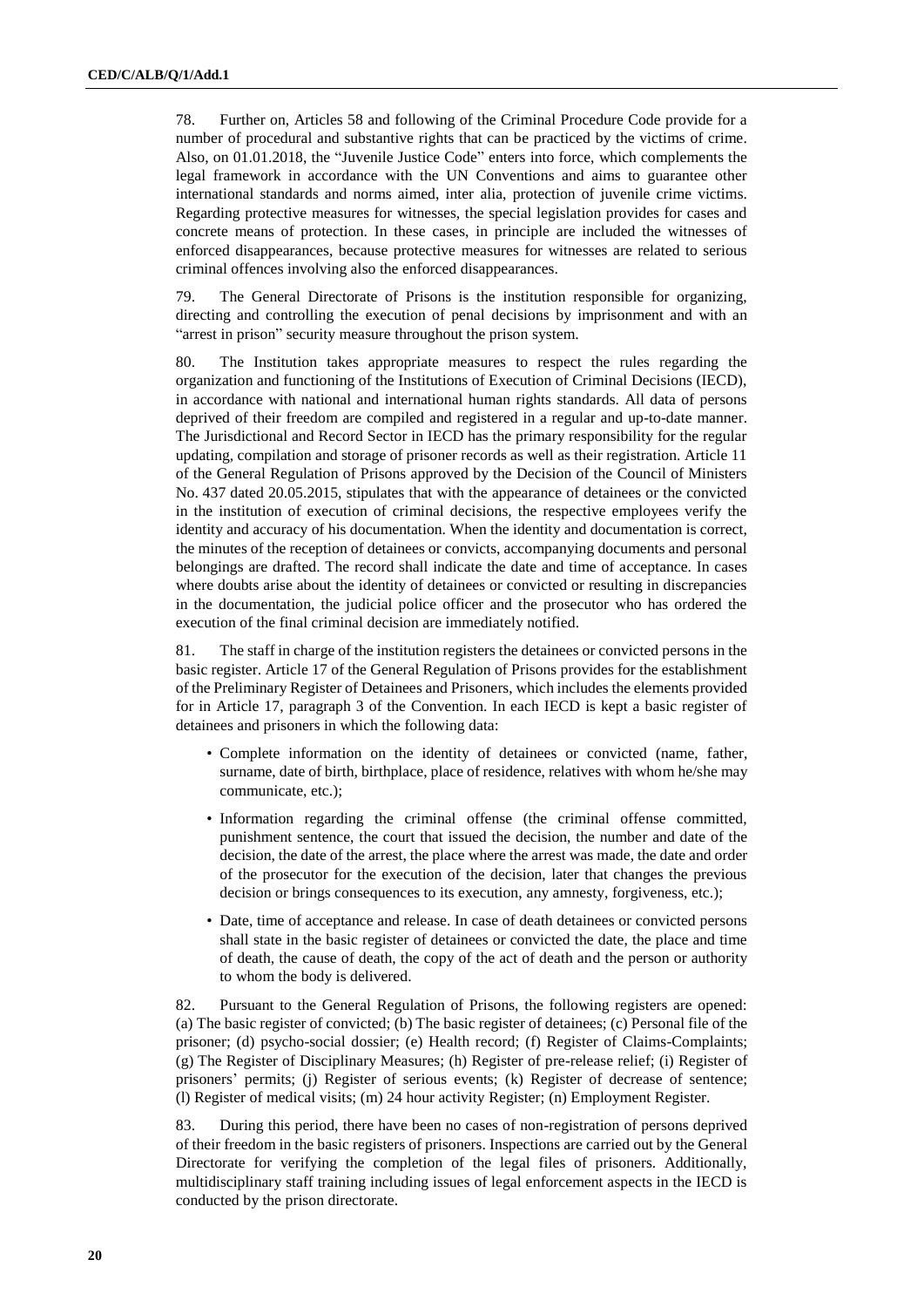78. Further on, Articles 58 and following of the Criminal Procedure Code provide for a number of procedural and substantive rights that can be practiced by the victims of crime. Also, on 01.01.2018, the "Juvenile Justice Code" enters into force, which complements the legal framework in accordance with the UN Conventions and aims to guarantee other international standards and norms aimed, inter alia, protection of juvenile crime victims. Regarding protective measures for witnesses, the special legislation provides for cases and concrete means of protection. In these cases, in principle are included the witnesses of enforced disappearances, because protective measures for witnesses are related to serious criminal offences involving also the enforced disappearances.

79. The General Directorate of Prisons is the institution responsible for organizing, directing and controlling the execution of penal decisions by imprisonment and with an "arrest in prison" security measure throughout the prison system.

80. The Institution takes appropriate measures to respect the rules regarding the organization and functioning of the Institutions of Execution of Criminal Decisions (IECD), in accordance with national and international human rights standards. All data of persons deprived of their freedom are compiled and registered in a regular and up-to-date manner. The Jurisdictional and Record Sector in IECD has the primary responsibility for the regular updating, compilation and storage of prisoner records as well as their registration. Article 11 of the General Regulation of Prisons approved by the Decision of the Council of Ministers No. 437 dated 20.05.2015, stipulates that with the appearance of detainees or the convicted in the institution of execution of criminal decisions, the respective employees verify the identity and accuracy of his documentation. When the identity and documentation is correct, the minutes of the reception of detainees or convicts, accompanying documents and personal belongings are drafted. The record shall indicate the date and time of acceptance. In cases where doubts arise about the identity of detainees or convicted or resulting in discrepancies in the documentation, the judicial police officer and the prosecutor who has ordered the execution of the final criminal decision are immediately notified.

81. The staff in charge of the institution registers the detainees or convicted persons in the basic register. Article 17 of the General Regulation of Prisons provides for the establishment of the Preliminary Register of Detainees and Prisoners, which includes the elements provided for in Article 17, paragraph 3 of the Convention. In each IECD is kept a basic register of detainees and prisoners in which the following data:

- Complete information on the identity of detainees or convicted (name, father, surname, date of birth, birthplace, place of residence, relatives with whom he/she may communicate, etc.);
- Information regarding the criminal offense (the criminal offense committed, punishment sentence, the court that issued the decision, the number and date of the decision, the date of the arrest, the place where the arrest was made, the date and order of the prosecutor for the execution of the decision, later that changes the previous decision or brings consequences to its execution, any amnesty, forgiveness, etc.);
- Date, time of acceptance and release. In case of death detainees or convicted persons shall state in the basic register of detainees or convicted the date, the place and time of death, the cause of death, the copy of the act of death and the person or authority to whom the body is delivered.

82. Pursuant to the General Regulation of Prisons, the following registers are opened: (a) The basic register of convicted; (b) The basic register of detainees; (c) Personal file of the prisoner; (d) psycho-social dossier; (e) Health record; (f) Register of Claims-Complaints; (g) The Register of Disciplinary Measures; (h) Register of pre-release relief; (i) Register of prisoners' permits; (j) Register of serious events; (k) Register of decrease of sentence; (l) Register of medical visits; (m) 24 hour activity Register; (n) Employment Register.

83. During this period, there have been no cases of non-registration of persons deprived of their freedom in the basic registers of prisoners. Inspections are carried out by the General Directorate for verifying the completion of the legal files of prisoners. Additionally, multidisciplinary staff training including issues of legal enforcement aspects in the IECD is conducted by the prison directorate.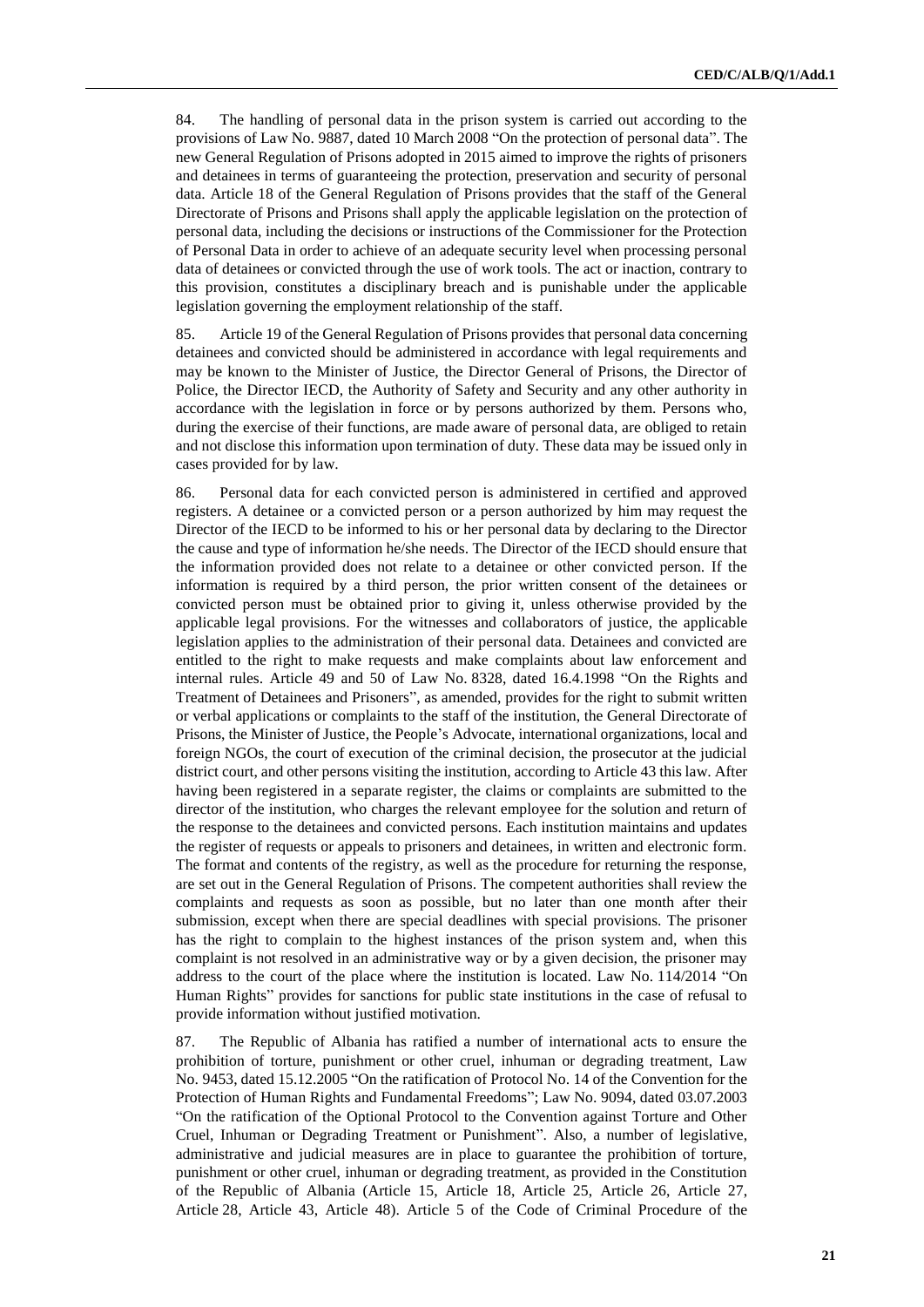84. The handling of personal data in the prison system is carried out according to the provisions of Law No. 9887, dated 10 March 2008 "On the protection of personal data". The new General Regulation of Prisons adopted in 2015 aimed to improve the rights of prisoners and detainees in terms of guaranteeing the protection, preservation and security of personal data. Article 18 of the General Regulation of Prisons provides that the staff of the General Directorate of Prisons and Prisons shall apply the applicable legislation on the protection of personal data, including the decisions or instructions of the Commissioner for the Protection of Personal Data in order to achieve of an adequate security level when processing personal data of detainees or convicted through the use of work tools. The act or inaction, contrary to this provision, constitutes a disciplinary breach and is punishable under the applicable legislation governing the employment relationship of the staff.

85. Article 19 of the General Regulation of Prisons provides that personal data concerning detainees and convicted should be administered in accordance with legal requirements and may be known to the Minister of Justice, the Director General of Prisons, the Director of Police, the Director IECD, the Authority of Safety and Security and any other authority in accordance with the legislation in force or by persons authorized by them. Persons who, during the exercise of their functions, are made aware of personal data, are obliged to retain and not disclose this information upon termination of duty. These data may be issued only in cases provided for by law.

86. Personal data for each convicted person is administered in certified and approved registers. A detainee or a convicted person or a person authorized by him may request the Director of the IECD to be informed to his or her personal data by declaring to the Director the cause and type of information he/she needs. The Director of the IECD should ensure that the information provided does not relate to a detainee or other convicted person. If the information is required by a third person, the prior written consent of the detainees or convicted person must be obtained prior to giving it, unless otherwise provided by the applicable legal provisions. For the witnesses and collaborators of justice, the applicable legislation applies to the administration of their personal data. Detainees and convicted are entitled to the right to make requests and make complaints about law enforcement and internal rules. Article 49 and 50 of Law No. 8328, dated 16.4.1998 "On the Rights and Treatment of Detainees and Prisoners", as amended, provides for the right to submit written or verbal applications or complaints to the staff of the institution, the General Directorate of Prisons, the Minister of Justice, the People's Advocate, international organizations, local and foreign NGOs, the court of execution of the criminal decision, the prosecutor at the judicial district court, and other persons visiting the institution, according to Article 43 this law. After having been registered in a separate register, the claims or complaints are submitted to the director of the institution, who charges the relevant employee for the solution and return of the response to the detainees and convicted persons. Each institution maintains and updates the register of requests or appeals to prisoners and detainees, in written and electronic form. The format and contents of the registry, as well as the procedure for returning the response, are set out in the General Regulation of Prisons. The competent authorities shall review the complaints and requests as soon as possible, but no later than one month after their submission, except when there are special deadlines with special provisions. The prisoner has the right to complain to the highest instances of the prison system and, when this complaint is not resolved in an administrative way or by a given decision, the prisoner may address to the court of the place where the institution is located. Law No. 114/2014 "On Human Rights" provides for sanctions for public state institutions in the case of refusal to provide information without justified motivation.

87. The Republic of Albania has ratified a number of international acts to ensure the prohibition of torture, punishment or other cruel, inhuman or degrading treatment, Law No. 9453, dated 15.12.2005 "On the ratification of Protocol No. 14 of the Convention for the Protection of Human Rights and Fundamental Freedoms"; Law No. 9094, dated 03.07.2003 "On the ratification of the Optional Protocol to the Convention against Torture and Other Cruel, Inhuman or Degrading Treatment or Punishment". Also, a number of legislative, administrative and judicial measures are in place to guarantee the prohibition of torture, punishment or other cruel, inhuman or degrading treatment, as provided in the Constitution of the Republic of Albania (Article 15, Article 18, Article 25, Article 26, Article 27, Article 28, Article 43, Article 48). Article 5 of the Code of Criminal Procedure of the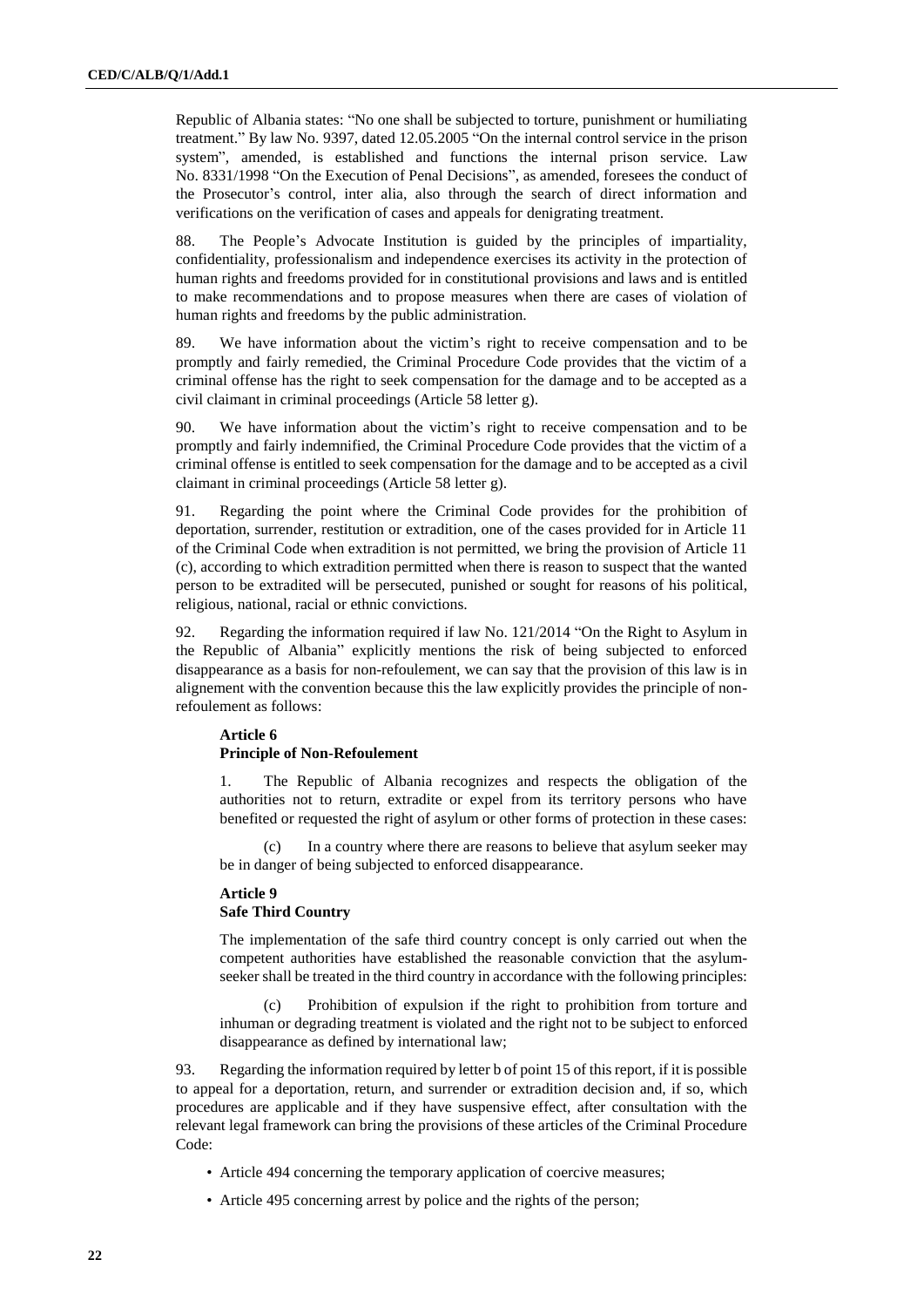Republic of Albania states: "No one shall be subjected to torture, punishment or humiliating treatment." By law No. 9397, dated 12.05.2005 "On the internal control service in the prison system", amended, is established and functions the internal prison service. Law No. 8331/1998 "On the Execution of Penal Decisions", as amended, foresees the conduct of the Prosecutor's control, inter alia, also through the search of direct information and verifications on the verification of cases and appeals for denigrating treatment.

88. The People's Advocate Institution is guided by the principles of impartiality, confidentiality, professionalism and independence exercises its activity in the protection of human rights and freedoms provided for in constitutional provisions and laws and is entitled to make recommendations and to propose measures when there are cases of violation of human rights and freedoms by the public administration.

89. We have information about the victim's right to receive compensation and to be promptly and fairly remedied, the Criminal Procedure Code provides that the victim of a criminal offense has the right to seek compensation for the damage and to be accepted as a civil claimant in criminal proceedings (Article 58 letter g).

90. We have information about the victim's right to receive compensation and to be promptly and fairly indemnified, the Criminal Procedure Code provides that the victim of a criminal offense is entitled to seek compensation for the damage and to be accepted as a civil claimant in criminal proceedings (Article 58 letter g).

91. Regarding the point where the Criminal Code provides for the prohibition of deportation, surrender, restitution or extradition, one of the cases provided for in Article 11 of the Criminal Code when extradition is not permitted, we bring the provision of Article 11 (c), according to which extradition permitted when there is reason to suspect that the wanted person to be extradited will be persecuted, punished or sought for reasons of his political, religious, national, racial or ethnic convictions.

92. Regarding the information required if law No. 121/2014 "On the Right to Asylum in the Republic of Albania" explicitly mentions the risk of being subjected to enforced disappearance as a basis for non-refoulement, we can say that the provision of this law is in alignement with the convention because this the law explicitly provides the principle of non-refoulement as follows:

**Article 6**
**Principle of Non-Refoulement**

1. The Republic of Albania recognizes and respects the obligation of the authorities not to return, extradite or expel from its territory persons who have benefited or requested the right of asylum or other forms of protection in these cases:

(c) In a country where there are reasons to believe that asylum seeker may be in danger of being subjected to enforced disappearance.

**Article 9**
**Safe Third Country**

The implementation of the safe third country concept is only carried out when the competent authorities have established the reasonable conviction that the asylum-seeker shall be treated in the third country in accordance with the following principles:

(c) Prohibition of expulsion if the right to prohibition from torture and inhuman or degrading treatment is violated and the right not to be subject to enforced disappearance as defined by international law;

93. Regarding the information required by letter b of point 15 of this report, if it is possible to appeal for a deportation, return, and surrender or extradition decision and, if so, which procedures are applicable and if they have suspensive effect, after consultation with the relevant legal framework can bring the provisions of these articles of the Criminal Procedure Code:

- Article 494 concerning the temporary application of coercive measures;
- Article 495 concerning arrest by police and the rights of the person;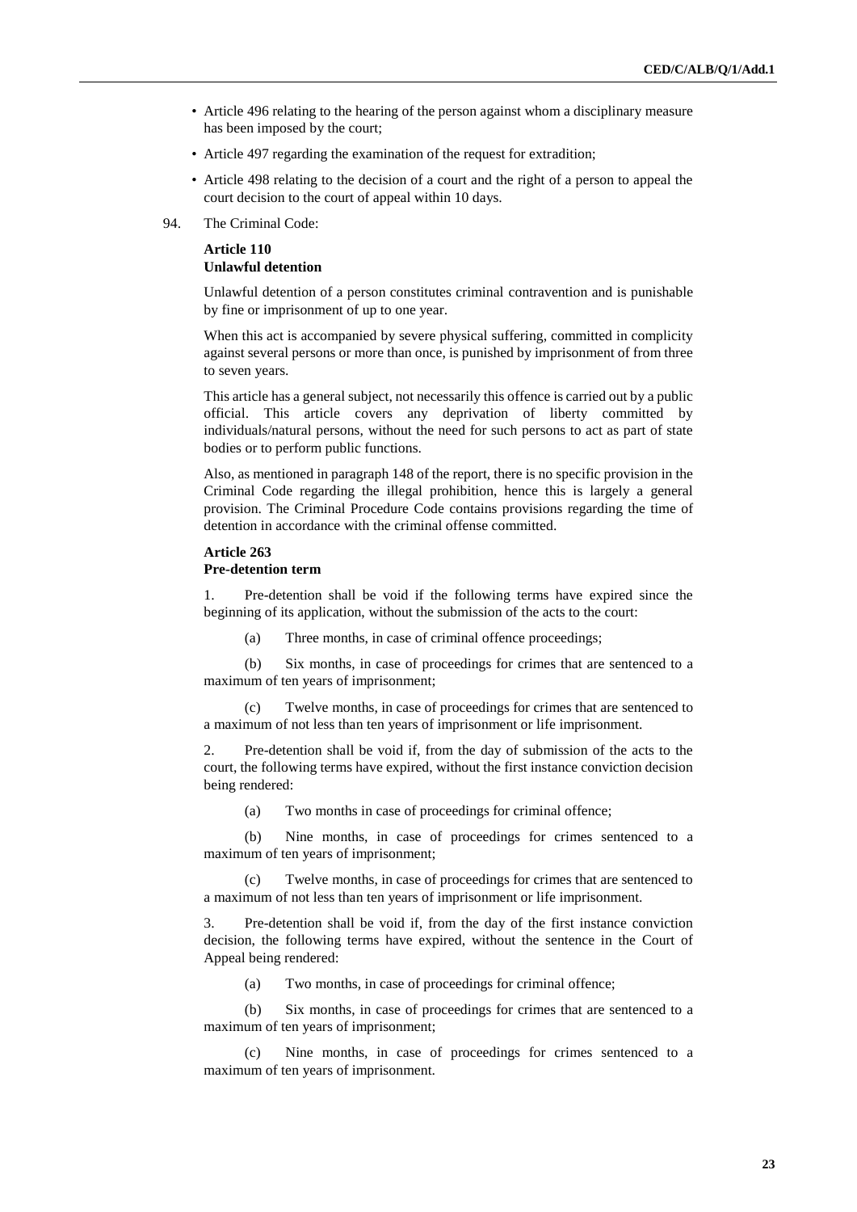- Article 496 relating to the hearing of the person against whom a disciplinary measure has been imposed by the court;
- Article 497 regarding the examination of the request for extradition;
- Article 498 relating to the decision of a court and the right of a person to appeal the court decision to the court of appeal within 10 days.

94. The Criminal Code:

**Article 110**
**Unlawful detention**

Unlawful detention of a person constitutes criminal contravention and is punishable by fine or imprisonment of up to one year.

When this act is accompanied by severe physical suffering, committed in complicity against several persons or more than once, is punished by imprisonment of from three to seven years.

This article has a general subject, not necessarily this offence is carried out by a public official. This article covers any deprivation of liberty committed by individuals/natural persons, without the need for such persons to act as part of state bodies or to perform public functions.

Also, as mentioned in paragraph 148 of the report, there is no specific provision in the Criminal Code regarding the illegal prohibition, hence this is largely a general provision. The Criminal Procedure Code contains provisions regarding the time of detention in accordance with the criminal offense committed.

**Article 263**
**Pre-detention term**

1. Pre-detention shall be void if the following terms have expired since the beginning of its application, without the submission of the acts to the court:

(a) Three months, in case of criminal offence proceedings;

(b) Six months, in case of proceedings for crimes that are sentenced to a maximum of ten years of imprisonment;

(c) Twelve months, in case of proceedings for crimes that are sentenced to a maximum of not less than ten years of imprisonment or life imprisonment.

2. Pre-detention shall be void if, from the day of submission of the acts to the court, the following terms have expired, without the first instance conviction decision being rendered:

(a) Two months in case of proceedings for criminal offence;

(b) Nine months, in case of proceedings for crimes sentenced to a maximum of ten years of imprisonment;

(c) Twelve months, in case of proceedings for crimes that are sentenced to a maximum of not less than ten years of imprisonment or life imprisonment.

3. Pre-detention shall be void if, from the day of the first instance conviction decision, the following terms have expired, without the sentence in the Court of Appeal being rendered:

(a) Two months, in case of proceedings for criminal offence;

(b) Six months, in case of proceedings for crimes that are sentenced to a maximum of ten years of imprisonment;

(c) Nine months, in case of proceedings for crimes sentenced to a maximum of ten years of imprisonment.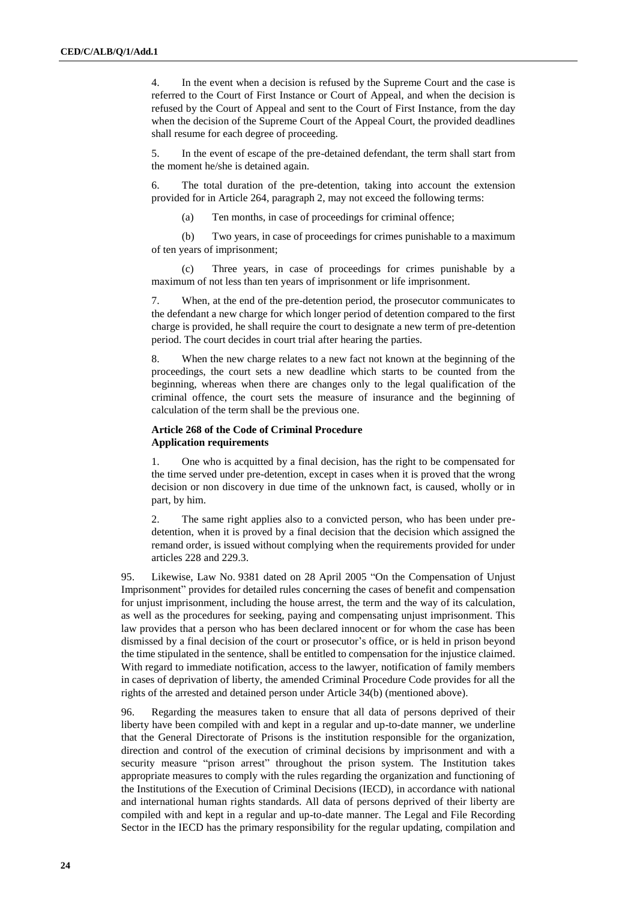4. In the event when a decision is refused by the Supreme Court and the case is referred to the Court of First Instance or Court of Appeal, and when the decision is refused by the Court of Appeal and sent to the Court of First Instance, from the day when the decision of the Supreme Court of the Appeal Court, the provided deadlines shall resume for each degree of proceeding.

5. In the event of escape of the pre-detained defendant, the term shall start from the moment he/she is detained again.

6. The total duration of the pre-detention, taking into account the extension provided for in Article 264, paragraph 2, may not exceed the following terms:

(a) Ten months, in case of proceedings for criminal offence;

(b) Two years, in case of proceedings for crimes punishable to a maximum of ten years of imprisonment;

(c) Three years, in case of proceedings for crimes punishable by a maximum of not less than ten years of imprisonment or life imprisonment.

7. When, at the end of the pre-detention period, the prosecutor communicates to the defendant a new charge for which longer period of detention compared to the first charge is provided, he shall require the court to designate a new term of pre-detention period. The court decides in court trial after hearing the parties.

8. When the new charge relates to a new fact not known at the beginning of the proceedings, the court sets a new deadline which starts to be counted from the beginning, whereas when there are changes only to the legal qualification of the criminal offence, the court sets the measure of insurance and the beginning of calculation of the term shall be the previous one.

**Article 268 of the Code of Criminal Procedure**
**Application requirements**

1. One who is acquitted by a final decision, has the right to be compensated for the time served under pre-detention, except in cases when it is proved that the wrong decision or non discovery in due time of the unknown fact, is caused, wholly or in part, by him.

2. The same right applies also to a convicted person, who has been under pre-detention, when it is proved by a final decision that the decision which assigned the remand order, is issued without complying when the requirements provided for under articles 228 and 229.3.

95. Likewise, Law No. 9381 dated on 28 April 2005 "On the Compensation of Unjust Imprisonment" provides for detailed rules concerning the cases of benefit and compensation for unjust imprisonment, including the house arrest, the term and the way of its calculation, as well as the procedures for seeking, paying and compensating unjust imprisonment. This law provides that a person who has been declared innocent or for whom the case has been dismissed by a final decision of the court or prosecutor's office, or is held in prison beyond the time stipulated in the sentence, shall be entitled to compensation for the injustice claimed. With regard to immediate notification, access to the lawyer, notification of family members in cases of deprivation of liberty, the amended Criminal Procedure Code provides for all the rights of the arrested and detained person under Article 34(b) (mentioned above).

96. Regarding the measures taken to ensure that all data of persons deprived of their liberty have been compiled with and kept in a regular and up-to-date manner, we underline that the General Directorate of Prisons is the institution responsible for the organization, direction and control of the execution of criminal decisions by imprisonment and with a security measure "prison arrest" throughout the prison system. The Institution takes appropriate measures to comply with the rules regarding the organization and functioning of the Institutions of the Execution of Criminal Decisions (IECD), in accordance with national and international human rights standards. All data of persons deprived of their liberty are compiled with and kept in a regular and up-to-date manner. The Legal and File Recording Sector in the IECD has the primary responsibility for the regular updating, compilation and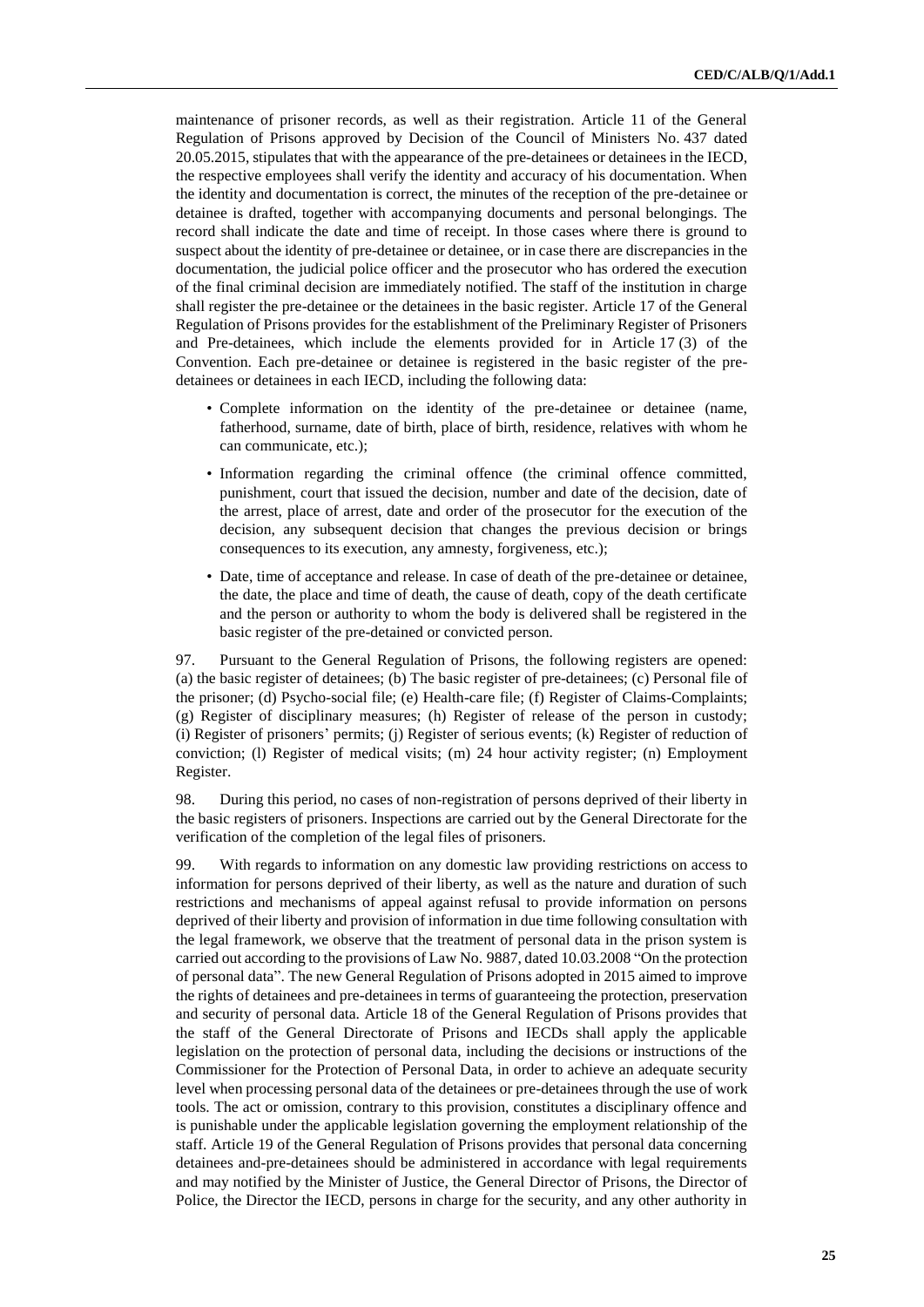maintenance of prisoner records, as well as their registration. Article 11 of the General Regulation of Prisons approved by Decision of the Council of Ministers No. 437 dated 20.05.2015, stipulates that with the appearance of the pre-detainees or detainees in the IECD, the respective employees shall verify the identity and accuracy of his documentation. When the identity and documentation is correct, the minutes of the reception of the pre-detainee or detainee is drafted, together with accompanying documents and personal belongings. The record shall indicate the date and time of receipt. In those cases where there is ground to suspect about the identity of pre-detainee or detainee, or in case there are discrepancies in the documentation, the judicial police officer and the prosecutor who has ordered the execution of the final criminal decision are immediately notified. The staff of the institution in charge shall register the pre-detainee or the detainees in the basic register. Article 17 of the General Regulation of Prisons provides for the establishment of the Preliminary Register of Prisoners and Pre-detainees, which include the elements provided for in Article 17 (3) of the Convention. Each pre-detainee or detainee is registered in the basic register of the pre-detainees or detainees in each IECD, including the following data:

- Complete information on the identity of the pre-detainee or detainee (name, fatherhood, surname, date of birth, place of birth, residence, relatives with whom he can communicate, etc.);
- Information regarding the criminal offence (the criminal offence committed, punishment, court that issued the decision, number and date of the decision, date of the arrest, place of arrest, date and order of the prosecutor for the execution of the decision, any subsequent decision that changes the previous decision or brings consequences to its execution, any amnesty, forgiveness, etc.);
- Date, time of acceptance and release. In case of death of the pre-detainee or detainee, the date, the place and time of death, the cause of death, copy of the death certificate and the person or authority to whom the body is delivered shall be registered in the basic register of the pre-detained or convicted person.

97. Pursuant to the General Regulation of Prisons, the following registers are opened: (a) the basic register of detainees; (b) The basic register of pre-detainees; (c) Personal file of the prisoner; (d) Psycho-social file; (e) Health-care file; (f) Register of Claims-Complaints; (g) Register of disciplinary measures; (h) Register of release of the person in custody; (i) Register of prisoners' permits; (j) Register of serious events; (k) Register of reduction of conviction; (l) Register of medical visits; (m) 24 hour activity register; (n) Employment Register.

98. During this period, no cases of non-registration of persons deprived of their liberty in the basic registers of prisoners. Inspections are carried out by the General Directorate for the verification of the completion of the legal files of prisoners.

99. With regards to information on any domestic law providing restrictions on access to information for persons deprived of their liberty, as well as the nature and duration of such restrictions and mechanisms of appeal against refusal to provide information on persons deprived of their liberty and provision of information in due time following consultation with the legal framework, we observe that the treatment of personal data in the prison system is carried out according to the provisions of Law No. 9887, dated 10.03.2008 "On the protection of personal data". The new General Regulation of Prisons adopted in 2015 aimed to improve the rights of detainees and pre-detainees in terms of guaranteeing the protection, preservation and security of personal data. Article 18 of the General Regulation of Prisons provides that the staff of the General Directorate of Prisons and IECDs shall apply the applicable legislation on the protection of personal data, including the decisions or instructions of the Commissioner for the Protection of Personal Data, in order to achieve an adequate security level when processing personal data of the detainees or pre-detainees through the use of work tools. The act or omission, contrary to this provision, constitutes a disciplinary offence and is punishable under the applicable legislation governing the employment relationship of the staff. Article 19 of the General Regulation of Prisons provides that personal data concerning detainees and-pre-detainees should be administered in accordance with legal requirements and may notified by the Minister of Justice, the General Director of Prisons, the Director of Police, the Director the IECD, persons in charge for the security, and any other authority in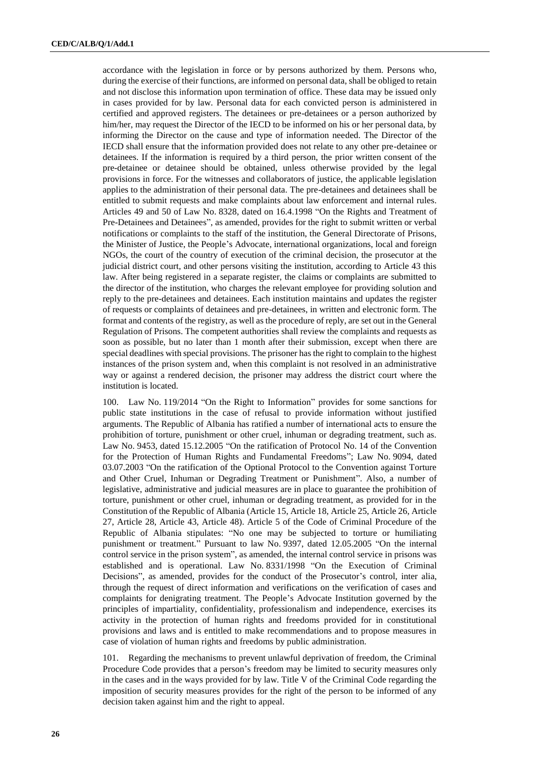accordance with the legislation in force or by persons authorized by them. Persons who, during the exercise of their functions, are informed on personal data, shall be obliged to retain and not disclose this information upon termination of office. These data may be issued only in cases provided for by law. Personal data for each convicted person is administered in certified and approved registers. The detainees or pre-detainees or a person authorized by him/her, may request the Director of the IECD to be informed on his or her personal data, by informing the Director on the cause and type of information needed. The Director of the IECD shall ensure that the information provided does not relate to any other pre-detainee or detainees. If the information is required by a third person, the prior written consent of the pre-detainee or detainee should be obtained, unless otherwise provided by the legal provisions in force. For the witnesses and collaborators of justice, the applicable legislation applies to the administration of their personal data. The pre-detainees and detainees shall be entitled to submit requests and make complaints about law enforcement and internal rules. Articles 49 and 50 of Law No. 8328, dated on 16.4.1998 "On the Rights and Treatment of Pre-Detainees and Detainees", as amended, provides for the right to submit written or verbal notifications or complaints to the staff of the institution, the General Directorate of Prisons, the Minister of Justice, the People's Advocate, international organizations, local and foreign NGOs, the court of the country of execution of the criminal decision, the prosecutor at the judicial district court, and other persons visiting the institution, according to Article 43 this law. After being registered in a separate register, the claims or complaints are submitted to the director of the institution, who charges the relevant employee for providing solution and reply to the pre-detainees and detainees. Each institution maintains and updates the register of requests or complaints of detainees and pre-detainees, in written and electronic form. The format and contents of the registry, as well as the procedure of reply, are set out in the General Regulation of Prisons. The competent authorities shall review the complaints and requests as soon as possible, but no later than 1 month after their submission, except when there are special deadlines with special provisions. The prisoner has the right to complain to the highest instances of the prison system and, when this complaint is not resolved in an administrative way or against a rendered decision, the prisoner may address the district court where the institution is located.

100. Law No. 119/2014 "On the Right to Information" provides for some sanctions for public state institutions in the case of refusal to provide information without justified arguments. The Republic of Albania has ratified a number of international acts to ensure the prohibition of torture, punishment or other cruel, inhuman or degrading treatment, such as. Law No. 9453, dated 15.12.2005 "On the ratification of Protocol No. 14 of the Convention for the Protection of Human Rights and Fundamental Freedoms"; Law No. 9094, dated 03.07.2003 "On the ratification of the Optional Protocol to the Convention against Torture and Other Cruel, Inhuman or Degrading Treatment or Punishment". Also, a number of legislative, administrative and judicial measures are in place to guarantee the prohibition of torture, punishment or other cruel, inhuman or degrading treatment, as provided for in the Constitution of the Republic of Albania (Article 15, Article 18, Article 25, Article 26, Article 27, Article 28, Article 43, Article 48). Article 5 of the Code of Criminal Procedure of the Republic of Albania stipulates: "No one may be subjected to torture or humiliating punishment or treatment." Pursuant to law No. 9397, dated 12.05.2005 "On the internal control service in the prison system", as amended, the internal control service in prisons was established and is operational. Law No. 8331/1998 "On the Execution of Criminal Decisions", as amended, provides for the conduct of the Prosecutor's control, inter alia, through the request of direct information and verifications on the verification of cases and complaints for denigrating treatment. The People's Advocate Institution governed by the principles of impartiality, confidentiality, professionalism and independence, exercises its activity in the protection of human rights and freedoms provided for in constitutional provisions and laws and is entitled to make recommendations and to propose measures in case of violation of human rights and freedoms by public administration.

101. Regarding the mechanisms to prevent unlawful deprivation of freedom, the Criminal Procedure Code provides that a person's freedom may be limited to security measures only in the cases and in the ways provided for by law. Title V of the Criminal Code regarding the imposition of security measures provides for the right of the person to be informed of any decision taken against him and the right to appeal.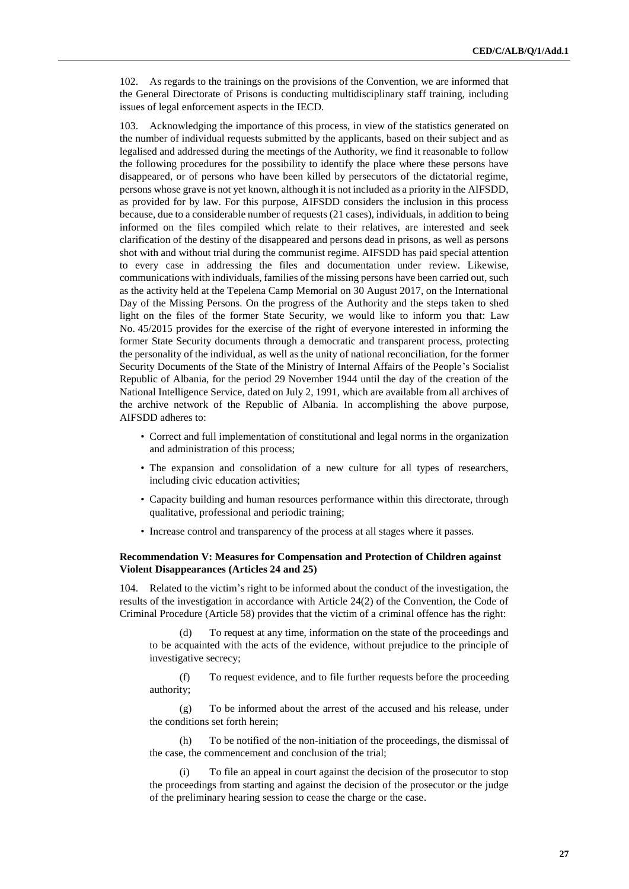102. As regards to the trainings on the provisions of the Convention, we are informed that the General Directorate of Prisons is conducting multidisciplinary staff training, including issues of legal enforcement aspects in the IECD.

103. Acknowledging the importance of this process, in view of the statistics generated on the number of individual requests submitted by the applicants, based on their subject and as legalised and addressed during the meetings of the Authority, we find it reasonable to follow the following procedures for the possibility to identify the place where these persons have disappeared, or of persons who have been killed by persecutors of the dictatorial regime, persons whose grave is not yet known, although it is not included as a priority in the AIFSDD, as provided for by law. For this purpose, AIFSDD considers the inclusion in this process because, due to a considerable number of requests (21 cases), individuals, in addition to being informed on the files compiled which relate to their relatives, are interested and seek clarification of the destiny of the disappeared and persons dead in prisons, as well as persons shot with and without trial during the communist regime. AIFSDD has paid special attention to every case in addressing the files and documentation under review. Likewise, communications with individuals, families of the missing persons have been carried out, such as the activity held at the Tepelena Camp Memorial on 30 August 2017, on the International Day of the Missing Persons. On the progress of the Authority and the steps taken to shed light on the files of the former State Security, we would like to inform you that: Law No. 45/2015 provides for the exercise of the right of everyone interested in informing the former State Security documents through a democratic and transparent process, protecting the personality of the individual, as well as the unity of national reconciliation, for the former Security Documents of the State of the Ministry of Internal Affairs of the People's Socialist Republic of Albania, for the period 29 November 1944 until the day of the creation of the National Intelligence Service, dated on July 2, 1991, which are available from all archives of the archive network of the Republic of Albania. In accomplishing the above purpose, AIFSDD adheres to:

- Correct and full implementation of constitutional and legal norms in the organization and administration of this process;
- The expansion and consolidation of a new culture for all types of researchers, including civic education activities;
- Capacity building and human resources performance within this directorate, through qualitative, professional and periodic training;
- Increase control and transparency of the process at all stages where it passes.

### Recommendation V: Measures for Compensation and Protection of Children against Violent Disappearances (Articles 24 and 25)

104. Related to the victim's right to be informed about the conduct of the investigation, the results of the investigation in accordance with Article 24(2) of the Convention, the Code of Criminal Procedure (Article 58) provides that the victim of a criminal offence has the right:

(d) To request at any time, information on the state of the proceedings and to be acquainted with the acts of the evidence, without prejudice to the principle of investigative secrecy;

(f) To request evidence, and to file further requests before the proceeding authority;

(g) To be informed about the arrest of the accused and his release, under the conditions set forth herein;

(h) To be notified of the non-initiation of the proceedings, the dismissal of the case, the commencement and conclusion of the trial;

(i) To file an appeal in court against the decision of the prosecutor to stop the proceedings from starting and against the decision of the prosecutor or the judge of the preliminary hearing session to cease the charge or the case.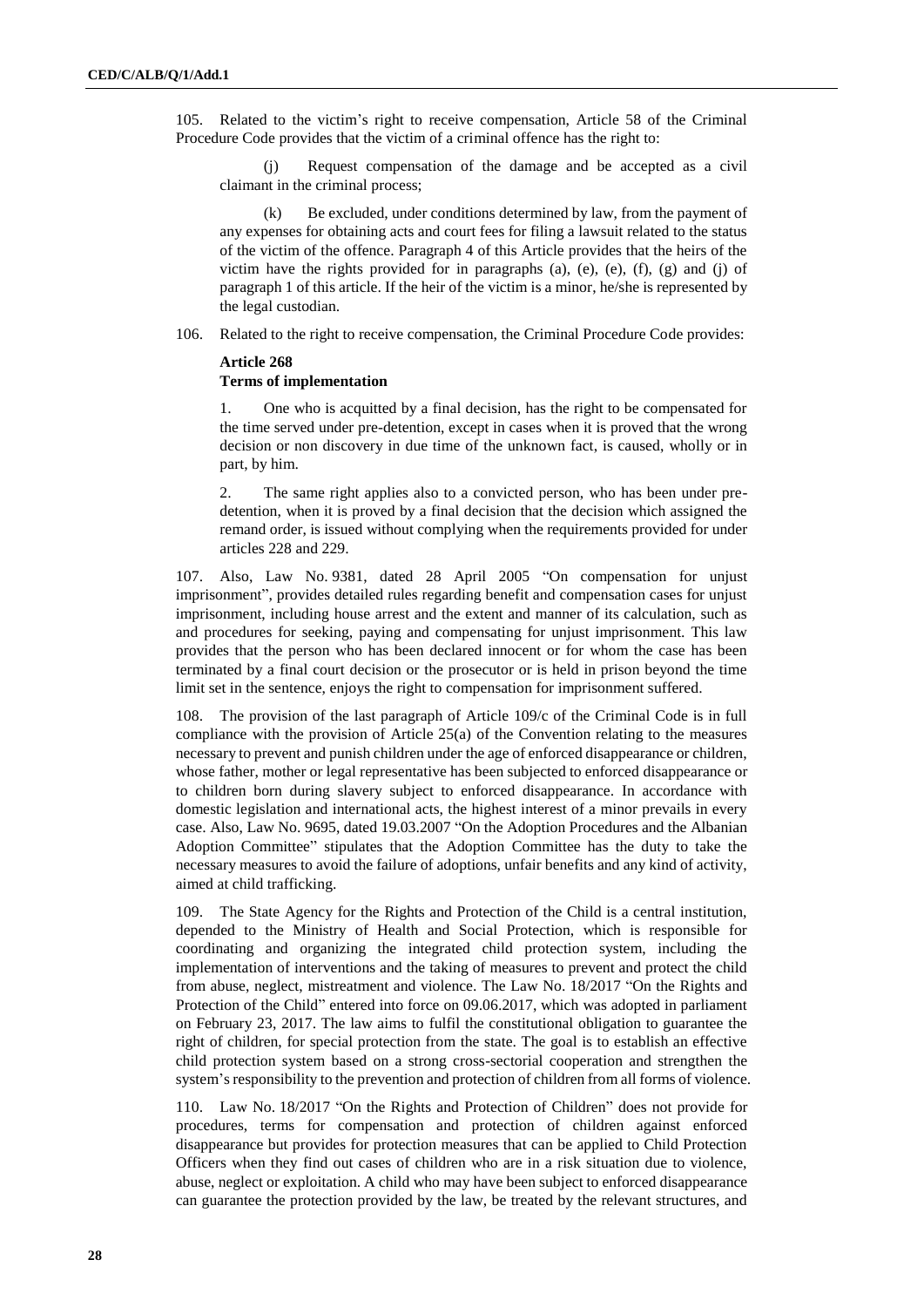105. Related to the victim's right to receive compensation, Article 58 of the Criminal Procedure Code provides that the victim of a criminal offence has the right to:

(j) Request compensation of the damage and be accepted as a civil claimant in the criminal process;

(k) Be excluded, under conditions determined by law, from the payment of any expenses for obtaining acts and court fees for filing a lawsuit related to the status of the victim of the offence. Paragraph 4 of this Article provides that the heirs of the victim have the rights provided for in paragraphs (a), (e), (e), (f), (g) and (j) of paragraph 1 of this article. If the heir of the victim is a minor, he/she is represented by the legal custodian.

106. Related to the right to receive compensation, the Criminal Procedure Code provides:

**Article 268**
**Terms of implementation**

1. One who is acquitted by a final decision, has the right to be compensated for the time served under pre-detention, except in cases when it is proved that the wrong decision or non discovery in due time of the unknown fact, is caused, wholly or in part, by him.

2. The same right applies also to a convicted person, who has been under pre-detention, when it is proved by a final decision that the decision which assigned the remand order, is issued without complying when the requirements provided for under articles 228 and 229.

107. Also, Law No. 9381, dated 28 April 2005 "On compensation for unjust imprisonment", provides detailed rules regarding benefit and compensation cases for unjust imprisonment, including house arrest and the extent and manner of its calculation, such as and procedures for seeking, paying and compensating for unjust imprisonment. This law provides that the person who has been declared innocent or for whom the case has been terminated by a final court decision or the prosecutor or is held in prison beyond the time limit set in the sentence, enjoys the right to compensation for imprisonment suffered.

108. The provision of the last paragraph of Article 109/c of the Criminal Code is in full compliance with the provision of Article 25(a) of the Convention relating to the measures necessary to prevent and punish children under the age of enforced disappearance or children, whose father, mother or legal representative has been subjected to enforced disappearance or to children born during slavery subject to enforced disappearance. In accordance with domestic legislation and international acts, the highest interest of a minor prevails in every case. Also, Law No. 9695, dated 19.03.2007 "On the Adoption Procedures and the Albanian Adoption Committee" stipulates that the Adoption Committee has the duty to take the necessary measures to avoid the failure of adoptions, unfair benefits and any kind of activity, aimed at child trafficking.

109. The State Agency for the Rights and Protection of the Child is a central institution, depended to the Ministry of Health and Social Protection, which is responsible for coordinating and organizing the integrated child protection system, including the implementation of interventions and the taking of measures to prevent and protect the child from abuse, neglect, mistreatment and violence. The Law No. 18/2017 "On the Rights and Protection of the Child" entered into force on 09.06.2017, which was adopted in parliament on February 23, 2017. The law aims to fulfil the constitutional obligation to guarantee the right of children, for special protection from the state. The goal is to establish an effective child protection system based on a strong cross-sectorial cooperation and strengthen the system's responsibility to the prevention and protection of children from all forms of violence.

110. Law No. 18/2017 "On the Rights and Protection of Children" does not provide for procedures, terms for compensation and protection of children against enforced disappearance but provides for protection measures that can be applied to Child Protection Officers when they find out cases of children who are in a risk situation due to violence, abuse, neglect or exploitation. A child who may have been subject to enforced disappearance can guarantee the protection provided by the law, be treated by the relevant structures, and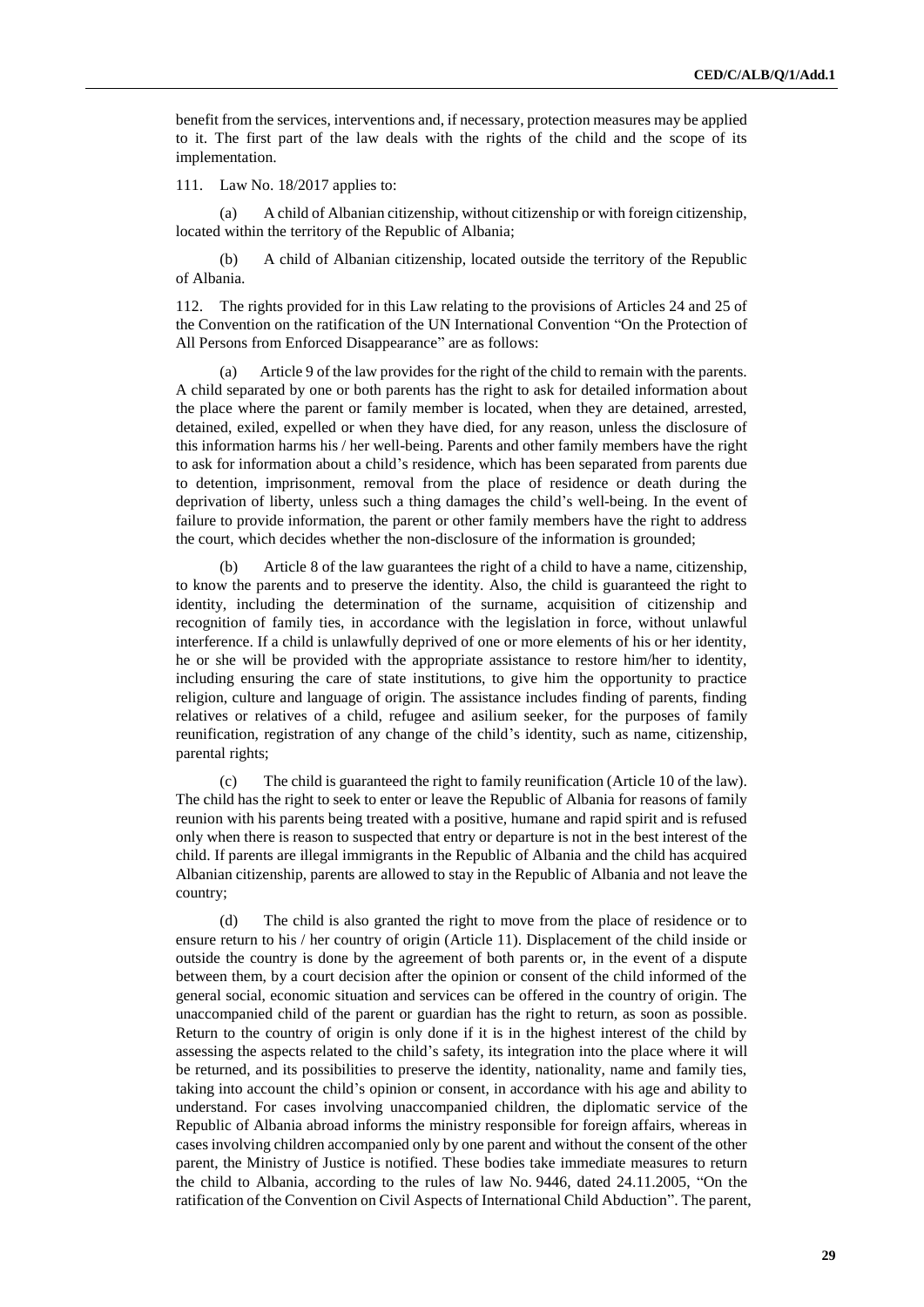benefit from the services, interventions and, if necessary, protection measures may be applied to it. The first part of the law deals with the rights of the child and the scope of its implementation.

111. Law No. 18/2017 applies to:

(a) A child of Albanian citizenship, without citizenship or with foreign citizenship, located within the territory of the Republic of Albania;

(b) A child of Albanian citizenship, located outside the territory of the Republic of Albania.

112. The rights provided for in this Law relating to the provisions of Articles 24 and 25 of the Convention on the ratification of the UN International Convention "On the Protection of All Persons from Enforced Disappearance" are as follows:

(a) Article 9 of the law provides for the right of the child to remain with the parents. A child separated by one or both parents has the right to ask for detailed information about the place where the parent or family member is located, when they are detained, arrested, detained, exiled, expelled or when they have died, for any reason, unless the disclosure of this information harms his / her well-being. Parents and other family members have the right to ask for information about a child's residence, which has been separated from parents due to detention, imprisonment, removal from the place of residence or death during the deprivation of liberty, unless such a thing damages the child's well-being. In the event of failure to provide information, the parent or other family members have the right to address the court, which decides whether the non-disclosure of the information is grounded;

(b) Article 8 of the law guarantees the right of a child to have a name, citizenship, to know the parents and to preserve the identity. Also, the child is guaranteed the right to identity, including the determination of the surname, acquisition of citizenship and recognition of family ties, in accordance with the legislation in force, without unlawful interference. If a child is unlawfully deprived of one or more elements of his or her identity, he or she will be provided with the appropriate assistance to restore him/her to identity, including ensuring the care of state institutions, to give him the opportunity to practice religion, culture and language of origin. The assistance includes finding of parents, finding relatives or relatives of a child, refugee and asilium seeker, for the purposes of family reunification, registration of any change of the child's identity, such as name, citizenship, parental rights;

(c) The child is guaranteed the right to family reunification (Article 10 of the law). The child has the right to seek to enter or leave the Republic of Albania for reasons of family reunion with his parents being treated with a positive, humane and rapid spirit and is refused only when there is reason to suspected that entry or departure is not in the best interest of the child. If parents are illegal immigrants in the Republic of Albania and the child has acquired Albanian citizenship, parents are allowed to stay in the Republic of Albania and not leave the country;

(d) The child is also granted the right to move from the place of residence or to ensure return to his / her country of origin (Article 11). Displacement of the child inside or outside the country is done by the agreement of both parents or, in the event of a dispute between them, by a court decision after the opinion or consent of the child informed of the general social, economic situation and services can be offered in the country of origin. The unaccompanied child of the parent or guardian has the right to return, as soon as possible. Return to the country of origin is only done if it is in the highest interest of the child by assessing the aspects related to the child's safety, its integration into the place where it will be returned, and its possibilities to preserve the identity, nationality, name and family ties, taking into account the child's opinion or consent, in accordance with his age and ability to understand. For cases involving unaccompanied children, the diplomatic service of the Republic of Albania abroad informs the ministry responsible for foreign affairs, whereas in cases involving children accompanied only by one parent and without the consent of the other parent, the Ministry of Justice is notified. These bodies take immediate measures to return the child to Albania, according to the rules of law No. 9446, dated 24.11.2005, "On the ratification of the Convention on Civil Aspects of International Child Abduction". The parent,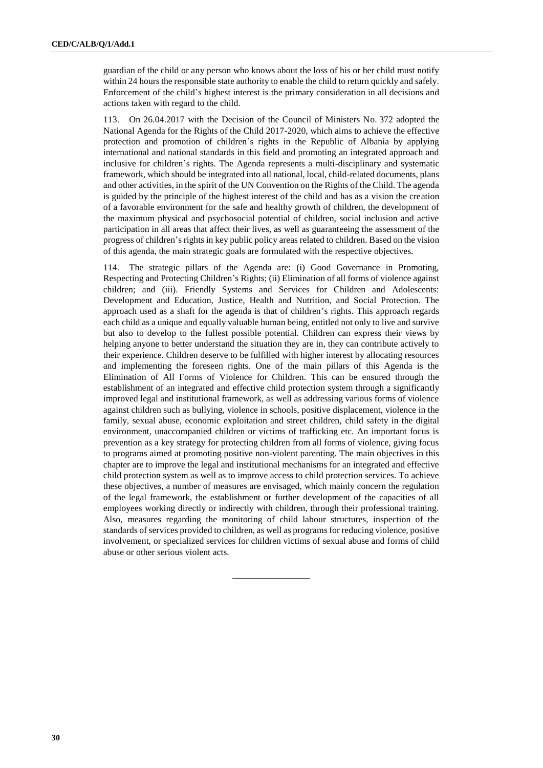guardian of the child or any person who knows about the loss of his or her child must notify within 24 hours the responsible state authority to enable the child to return quickly and safely. Enforcement of the child's highest interest is the primary consideration in all decisions and actions taken with regard to the child.

113. On 26.04.2017 with the Decision of the Council of Ministers No. 372 adopted the National Agenda for the Rights of the Child 2017-2020, which aims to achieve the effective protection and promotion of children's rights in the Republic of Albania by applying international and national standards in this field and promoting an integrated approach and inclusive for children's rights. The Agenda represents a multi-disciplinary and systematic framework, which should be integrated into all national, local, child-related documents, plans and other activities, in the spirit of the UN Convention on the Rights of the Child. The agenda is guided by the principle of the highest interest of the child and has as a vision the creation of a favorable environment for the safe and healthy growth of children, the development of the maximum physical and psychosocial potential of children, social inclusion and active participation in all areas that affect their lives, as well as guaranteeing the assessment of the progress of children's rights in key public policy areas related to children. Based on the vision of this agenda, the main strategic goals are formulated with the respective objectives.

114. The strategic pillars of the Agenda are: (i) Good Governance in Promoting, Respecting and Protecting Children's Rights; (ii) Elimination of all forms of violence against children; and (iii). Friendly Systems and Services for Children and Adolescents: Development and Education, Justice, Health and Nutrition, and Social Protection. The approach used as a shaft for the agenda is that of children's rights. This approach regards each child as a unique and equally valuable human being, entitled not only to live and survive but also to develop to the fullest possible potential. Children can express their views by helping anyone to better understand the situation they are in, they can contribute actively to their experience. Children deserve to be fulfilled with higher interest by allocating resources and implementing the foreseen rights. One of the main pillars of this Agenda is the Elimination of All Forms of Violence for Children. This can be ensured through the establishment of an integrated and effective child protection system through a significantly improved legal and institutional framework, as well as addressing various forms of violence against children such as bullying, violence in schools, positive displacement, violence in the family, sexual abuse, economic exploitation and street children, child safety in the digital environment, unaccompanied children or victims of trafficking etc. An important focus is prevention as a key strategy for protecting children from all forms of violence, giving focus to programs aimed at promoting positive non-violent parenting. The main objectives in this chapter are to improve the legal and institutional mechanisms for an integrated and effective child protection system as well as to improve access to child protection services. To achieve these objectives, a number of measures are envisaged, which mainly concern the regulation of the legal framework, the establishment or further development of the capacities of all employees working directly or indirectly with children, through their professional training. Also, measures regarding the monitoring of child labour structures, inspection of the standards of services provided to children, as well as programs for reducing violence, positive involvement, or specialized services for children victims of sexual abuse and forms of child abuse or other serious violent acts.